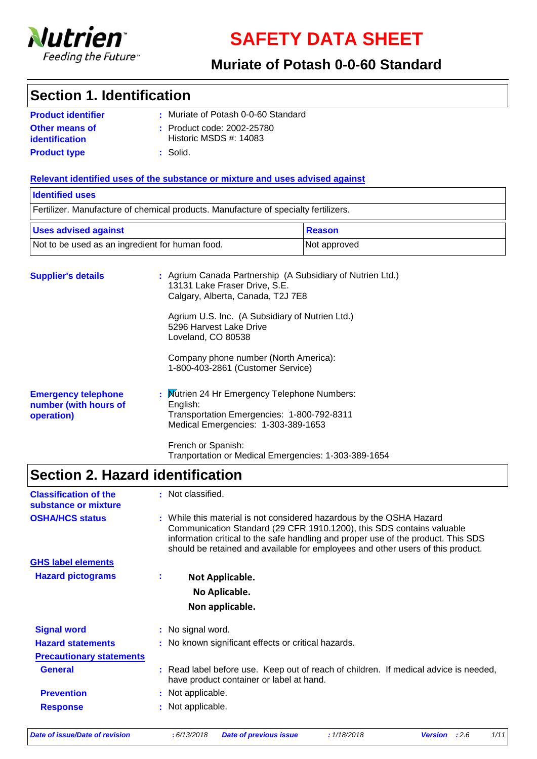# SAFETY DATA SHEET

## Muriate of Potash 0-0-60 Standard

## Section 1. Identification

**Product identifier** : Muriate of Potash 0-0-60 Standard

**Other means of identification** : Product code: 2002-25780
Historic MSDS #: 14083

**Product type** : Solid.

**Relevant identified uses of the substance or mixture and uses advised against**

| Identified uses |
|---|
| Fertilizer. Manufacture of chemical products. Manufacture of specialty fertilizers. |

| Uses advised against | Reason |
|---|---|
| Not to be used as an ingredient for human food. | Not approved |

**Supplier's details** : Agrium Canada Partnership (A Subsidiary of Nutrien Ltd.)
13131 Lake Fraser Drive, S.E.
Calgary, Alberta, Canada, T2J 7E8

Agrium U.S. Inc. (A Subsidiary of Nutrien Ltd.)
5296 Harvest Lake Drive
Loveland, CO 80538

Company phone number (North America):
1-800-403-2861 (Customer Service)

**Emergency telephone number (with hours of operation)** : Nutrien 24 Hr Emergency Telephone Numbers:
English:
Transportation Emergencies: 1-800-792-8311
Medical Emergencies: 1-303-389-1653

French or Spanish:
Tranportation or Medical Emergencies: 1-303-389-1654

## Section 2. Hazard identification

**Classification of the substance or mixture** : Not classified.

**OSHA/HCS status** : While this material is not considered hazardous by the OSHA Hazard Communication Standard (29 CFR 1910.1200), this SDS contains valuable information critical to the safe handling and proper use of the product. This SDS should be retained and available for employees and other users of this product.

**GHS label elements**

**Hazard pictograms** :

**Not Applicable.**
**No Aplicable.**
**Non applicable.**

**Signal word** : No signal word.

**Hazard statements** : No known significant effects or critical hazards.

**Precautionary statements**

**General** : Read label before use. Keep out of reach of children. If medical advice is needed, have product container or label at hand.

**Prevention** : Not applicable.

**Response** : Not applicable.

*Date of issue/Date of revision* : 6/13/2018 *Date of previous issue* : 1/18/2018 *Version* : 2.6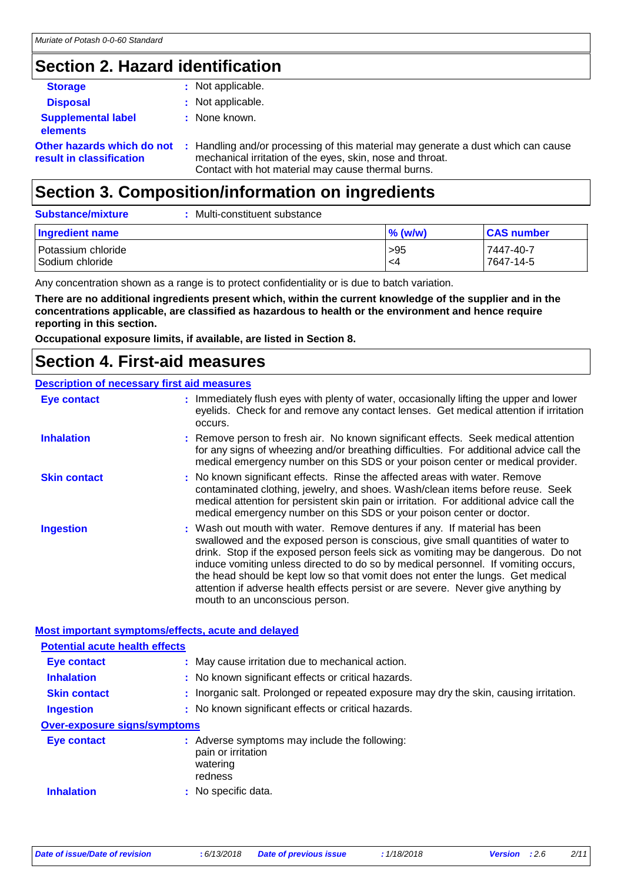## Section 2. Hazard identification

**Storage** : Not applicable.

**Disposal** : Not applicable.

**Supplemental label elements** : None known.

**Other hazards which do not result in classification** : Handling and/or processing of this material may generate a dust which can cause mechanical irritation of the eyes, skin, nose and throat.
Contact with hot material may cause thermal burns.

## Section 3. Composition/information on ingredients

**Substance/mixture** : Multi-constituent substance

| Ingredient name | % (w/w) | CAS number |
|---|---|---|
| Potassium chloride | >95 | 7447-40-7 |
| Sodium chloride | <4 | 7647-14-5 |

Any concentration shown as a range is to protect confidentiality or is due to batch variation.

**There are no additional ingredients present which, within the current knowledge of the supplier and in the concentrations applicable, are classified as hazardous to health or the environment and hence require reporting in this section.**

**Occupational exposure limits, if available, are listed in Section 8.**

## Section 4. First-aid measures

### Description of necessary first aid measures

**Eye contact** : Immediately flush eyes with plenty of water, occasionally lifting the upper and lower eyelids. Check for and remove any contact lenses. Get medical attention if irritation occurs.

**Inhalation** : Remove person to fresh air. No known significant effects. Seek medical attention for any signs of wheezing and/or breathing difficulties. For additional advice call the medical emergency number on this SDS or your poison center or medical provider.

**Skin contact** : No known significant effects. Rinse the affected areas with water. Remove contaminated clothing, jewelry, and shoes. Wash/clean items before reuse. Seek medical attention for persistent skin pain or irritation. For additional advice call the medical emergency number on this SDS or your poison center or doctor.

**Ingestion** : Wash out mouth with water. Remove dentures if any. If material has been swallowed and the exposed person is conscious, give small quantities of water to drink. Stop if the exposed person feels sick as vomiting may be dangerous. Do not induce vomiting unless directed to do so by medical personnel. If vomiting occurs, the head should be kept low so that vomit does not enter the lungs. Get medical attention if adverse health effects persist or are severe. Never give anything by mouth to an unconscious person.

### Most important symptoms/effects, acute and delayed

**Potential acute health effects**

**Eye contact** : May cause irritation due to mechanical action.

**Inhalation** : No known significant effects or critical hazards.

**Skin contact** : Inorganic salt. Prolonged or repeated exposure may dry the skin, causing irritation.

**Ingestion** : No known significant effects or critical hazards.

**Over-exposure signs/symptoms**

**Eye contact** : Adverse symptoms may include the following:
pain or irritation
watering
redness

**Inhalation** : No specific data.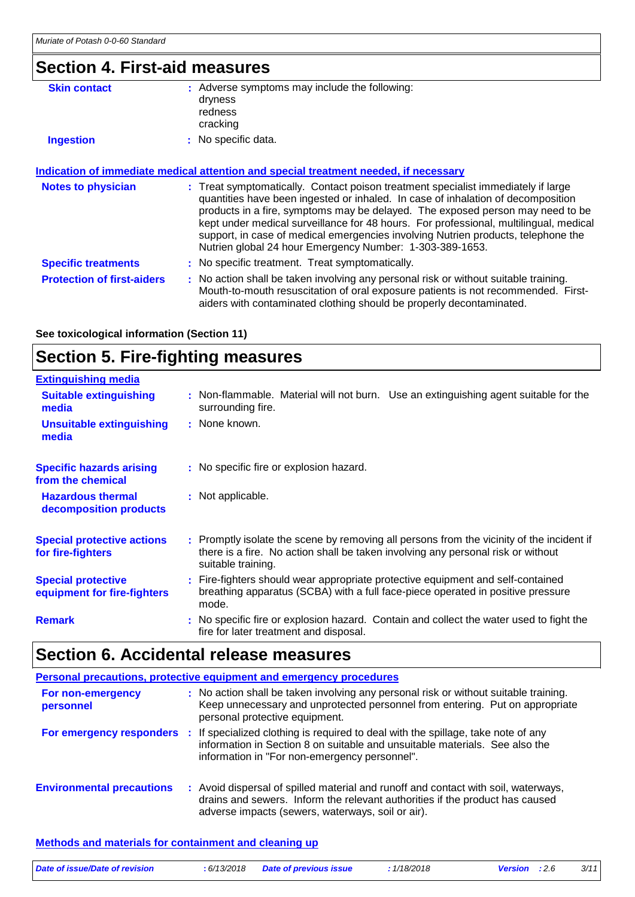## Section 4. First-aid measures

**Skin contact** : Adverse symptoms may include the following:
dryness
redness
cracking

**Ingestion** : No specific data.

**Indication of immediate medical attention and special treatment needed, if necessary**

**Notes to physician** : Treat symptomatically. Contact poison treatment specialist immediately if large quantities have been ingested or inhaled. In case of inhalation of decomposition products in a fire, symptoms may be delayed. The exposed person may need to be kept under medical surveillance for 48 hours. For professional, multilingual, medical support, in case of medical emergencies involving Nutrien products, telephone the Nutrien global 24 hour Emergency Number: 1-303-389-1653.

**Specific treatments** : No specific treatment. Treat symptomatically.

**Protection of first-aiders** : No action shall be taken involving any personal risk or without suitable training. Mouth-to-mouth resuscitation of oral exposure patients is not recommended. First-aiders with contaminated clothing should be properly decontaminated.

**See toxicological information (Section 11)**

## Section 5. Fire-fighting measures

**Extinguishing media**

**Suitable extinguishing media** : Non-flammable. Material will not burn. Use an extinguishing agent suitable for the surrounding fire.

**Unsuitable extinguishing media** : None known.

**Specific hazards arising from the chemical** : No specific fire or explosion hazard.

**Hazardous thermal decomposition products** : Not applicable.

**Special protective actions for fire-fighters** : Promptly isolate the scene by removing all persons from the vicinity of the incident if there is a fire. No action shall be taken involving any personal risk or without suitable training.

**Special protective equipment for fire-fighters** : Fire-fighters should wear appropriate protective equipment and self-contained breathing apparatus (SCBA) with a full face-piece operated in positive pressure mode.

**Remark** : No specific fire or explosion hazard. Contain and collect the water used to fight the fire for later treatment and disposal.

## Section 6. Accidental release measures

**Personal precautions, protective equipment and emergency procedures**

**For non-emergency personnel** : No action shall be taken involving any personal risk or without suitable training. Keep unnecessary and unprotected personnel from entering. Put on appropriate personal protective equipment.

**For emergency responders** : If specialized clothing is required to deal with the spillage, take note of any information in Section 8 on suitable and unsuitable materials. See also the information in "For non-emergency personnel".

**Environmental precautions** : Avoid dispersal of spilled material and runoff and contact with soil, waterways, drains and sewers. Inform the relevant authorities if the product has caused adverse impacts (sewers, waterways, soil or air).

**Methods and materials for containment and cleaning up**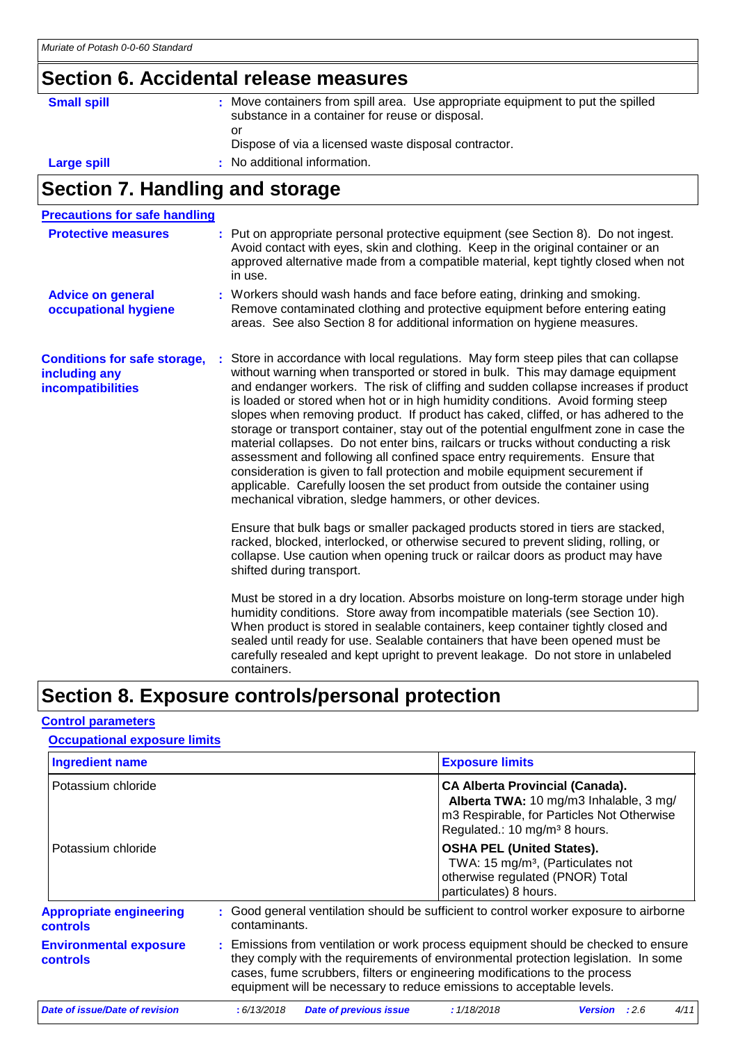## Section 6. Accidental release measures

**Small spill** : Move containers from spill area. Use appropriate equipment to put the spilled substance in a container for reuse or disposal.
or
Dispose of via a licensed waste disposal contractor.

**Large spill** : No additional information.

## Section 7. Handling and storage

**Precautions for safe handling**

**Protective measures** : Put on appropriate personal protective equipment (see Section 8). Do not ingest. Avoid contact with eyes, skin and clothing. Keep in the original container or an approved alternative made from a compatible material, kept tightly closed when not in use.

**Advice on general occupational hygiene** : Workers should wash hands and face before eating, drinking and smoking. Remove contaminated clothing and protective equipment before entering eating areas. See also Section 8 for additional information on hygiene measures.

**Conditions for safe storage, including any incompatibilities** : Store in accordance with local regulations. May form steep piles that can collapse without warning when transported or stored in bulk. This may damage equipment and endanger workers. The risk of cliffing and sudden collapse increases if product is loaded or stored when hot or in high humidity conditions. Avoid forming steep slopes when removing product. If product has caked, cliffed, or has adhered to the storage or transport container, stay out of the potential engulfment zone in case the material collapses. Do not enter bins, railcars or trucks without conducting a risk assessment and following all confined space entry requirements. Ensure that consideration is given to fall protection and mobile equipment securement if applicable. Carefully loosen the set product from outside the container using mechanical vibration, sledge hammers, or other devices.

Ensure that bulk bags or smaller packaged products stored in tiers are stacked, racked, blocked, interlocked, or otherwise secured to prevent sliding, rolling, or collapse. Use caution when opening truck or railcar doors as product may have shifted during transport.

Must be stored in a dry location. Absorbs moisture on long-term storage under high humidity conditions. Store away from incompatible materials (see Section 10). When product is stored in sealable containers, keep container tightly closed and sealed until ready for use. Sealable containers that have been opened must be carefully resealed and kept upright to prevent leakage. Do not store in unlabeled containers.

## Section 8. Exposure controls/personal protection

**Control parameters**

**Occupational exposure limits**

| Ingredient name | Exposure limits |
|---|---|
| Potassium chloride | **CA Alberta Provincial (Canada).** **Alberta TWA:** 10 mg/m3 Inhalable, 3 mg/m3 Respirable, for Particles Not Otherwise Regulated.: 10 mg/m³ 8 hours. |
| Potassium chloride | **OSHA PEL (United States).** TWA: 15 mg/m³, (Particulates not otherwise regulated (PNOR) Total particulates) 8 hours. |

**Appropriate engineering controls** : Good general ventilation should be sufficient to control worker exposure to airborne contaminants.

**Environmental exposure controls** : Emissions from ventilation or work process equipment should be checked to ensure they comply with the requirements of environmental protection legislation. In some cases, fume scrubbers, filters or engineering modifications to the process equipment will be necessary to reduce emissions to acceptable levels.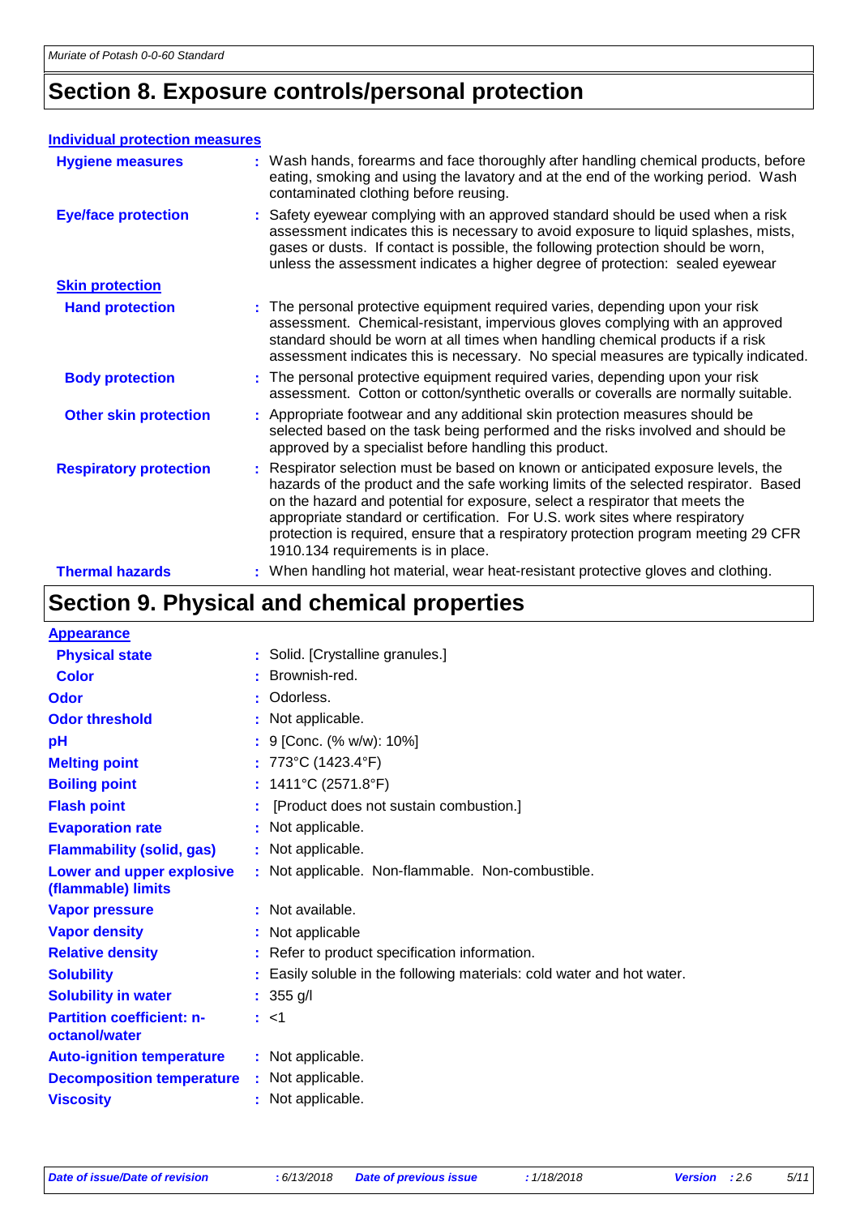# Section 8. Exposure controls/personal protection

**Individual protection measures**

| | |
|---|---|
| **Hygiene measures** | Wash hands, forearms and face thoroughly after handling chemical products, before eating, smoking and using the lavatory and at the end of the working period. Wash contaminated clothing before reusing. |
| **Eye/face protection** | Safety eyewear complying with an approved standard should be used when a risk assessment indicates this is necessary to avoid exposure to liquid splashes, mists, gases or dusts. If contact is possible, the following protection should be worn, unless the assessment indicates a higher degree of protection: sealed eyewear |
| **Skin protection** | |
| **Hand protection** | The personal protective equipment required varies, depending upon your risk assessment. Chemical-resistant, impervious gloves complying with an approved standard should be worn at all times when handling chemical products if a risk assessment indicates this is necessary. No special measures are typically indicated. |
| **Body protection** | The personal protective equipment required varies, depending upon your risk assessment. Cotton or cotton/synthetic overalls or coveralls are normally suitable. |
| **Other skin protection** | Appropriate footwear and any additional skin protection measures should be selected based on the task being performed and the risks involved and should be approved by a specialist before handling this product. |
| **Respiratory protection** | Respirator selection must be based on known or anticipated exposure levels, the hazards of the product and the safe working limits of the selected respirator. Based on the hazard and potential for exposure, select a respirator that meets the appropriate standard or certification. For U.S. work sites where respiratory protection is required, ensure that a respiratory protection program meeting 29 CFR 1910.134 requirements is in place. |
| **Thermal hazards** | When handling hot material, wear heat-resistant protective gloves and clothing. |

# Section 9. Physical and chemical properties

**Appearance**

| | |
|---|---|
| **Physical state** | Solid. [Crystalline granules.] |
| **Color** | Brownish-red. |
| **Odor** | Odorless. |
| **Odor threshold** | Not applicable. |
| **pH** | 9 [Conc. (% w/w): 10%] |
| **Melting point** | 773°C (1423.4°F) |
| **Boiling point** | 1411°C (2571.8°F) |
| **Flash point** | [Product does not sustain combustion.] |
| **Evaporation rate** | Not applicable. |
| **Flammability (solid, gas)** | Not applicable. |
| **Lower and upper explosive (flammable) limits** | Not applicable. Non-flammable. Non-combustible. |
| **Vapor pressure** | Not available. |
| **Vapor density** | Not applicable |
| **Relative density** | Refer to product specification information. |
| **Solubility** | Easily soluble in the following materials: cold water and hot water. |
| **Solubility in water** | 355 g/l |
| **Partition coefficient: n-octanol/water** | <1 |
| **Auto-ignition temperature** | Not applicable. |
| **Decomposition temperature** | Not applicable. |
| **Viscosity** | Not applicable. |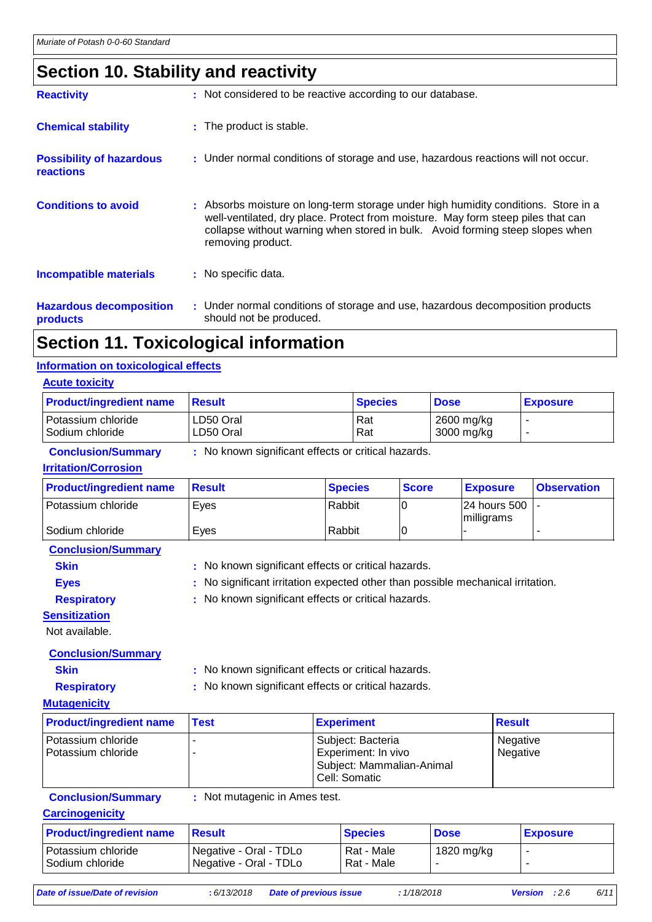## Section 10. Stability and reactivity

**Reactivity** : Not considered to be reactive according to our database.

**Chemical stability** : The product is stable.

**Possibility of hazardous reactions** : Under normal conditions of storage and use, hazardous reactions will not occur.

**Conditions to avoid** : Absorbs moisture on long-term storage under high humidity conditions. Store in a well-ventilated, dry place. Protect from moisture. May form steep piles that can collapse without warning when stored in bulk. Avoid forming steep slopes when removing product.

**Incompatible materials** : No specific data.

**Hazardous decomposition products** : Under normal conditions of storage and use, hazardous decomposition products should not be produced.

## Section 11. Toxicological information

### Information on toxicological effects

#### Acute toxicity

| Product/ingredient name | Result | Species | Dose | Exposure |
|---|---|---|---|---|
| Potassium chloride | LD50 Oral | Rat | 2600 mg/kg | - |
| Sodium chloride | LD50 Oral | Rat | 3000 mg/kg | - |

**Conclusion/Summary** : No known significant effects or critical hazards.

#### Irritation/Corrosion

| Product/ingredient name | Result | Species | Score | Exposure | Observation |
|---|---|---|---|---|---|
| Potassium chloride | Eyes | Rabbit | 0 | 24 hours 500 milligrams | - |
| Sodium chloride | Eyes | Rabbit | 0 | - | - |

**Conclusion/Summary**

**Skin** : No known significant effects or critical hazards.

**Eyes** : No significant irritation expected other than possible mechanical irritation.

**Respiratory** : No known significant effects or critical hazards.

#### Sensitization

Not available.

**Conclusion/Summary**

**Skin** : No known significant effects or critical hazards.

**Respiratory** : No known significant effects or critical hazards.

#### Mutagenicity

| Product/ingredient name | Test | Experiment | Result |
|---|---|---|---|
| Potassium chloride | - | Subject: Bacteria | Negative |
| Potassium chloride | - | Experiment: In vivo<br>Subject: Mammalian-Animal<br>Cell: Somatic | Negative |

**Conclusion/Summary** : Not mutagenic in Ames test.

#### Carcinogenicity

| Product/ingredient name | Result | Species | Dose | Exposure |
|---|---|---|---|---|
| Potassium chloride | Negative - Oral - TDLo | Rat - Male | 1820 mg/kg | - |
| Sodium chloride | Negative - Oral - TDLo | Rat - Male | - | - |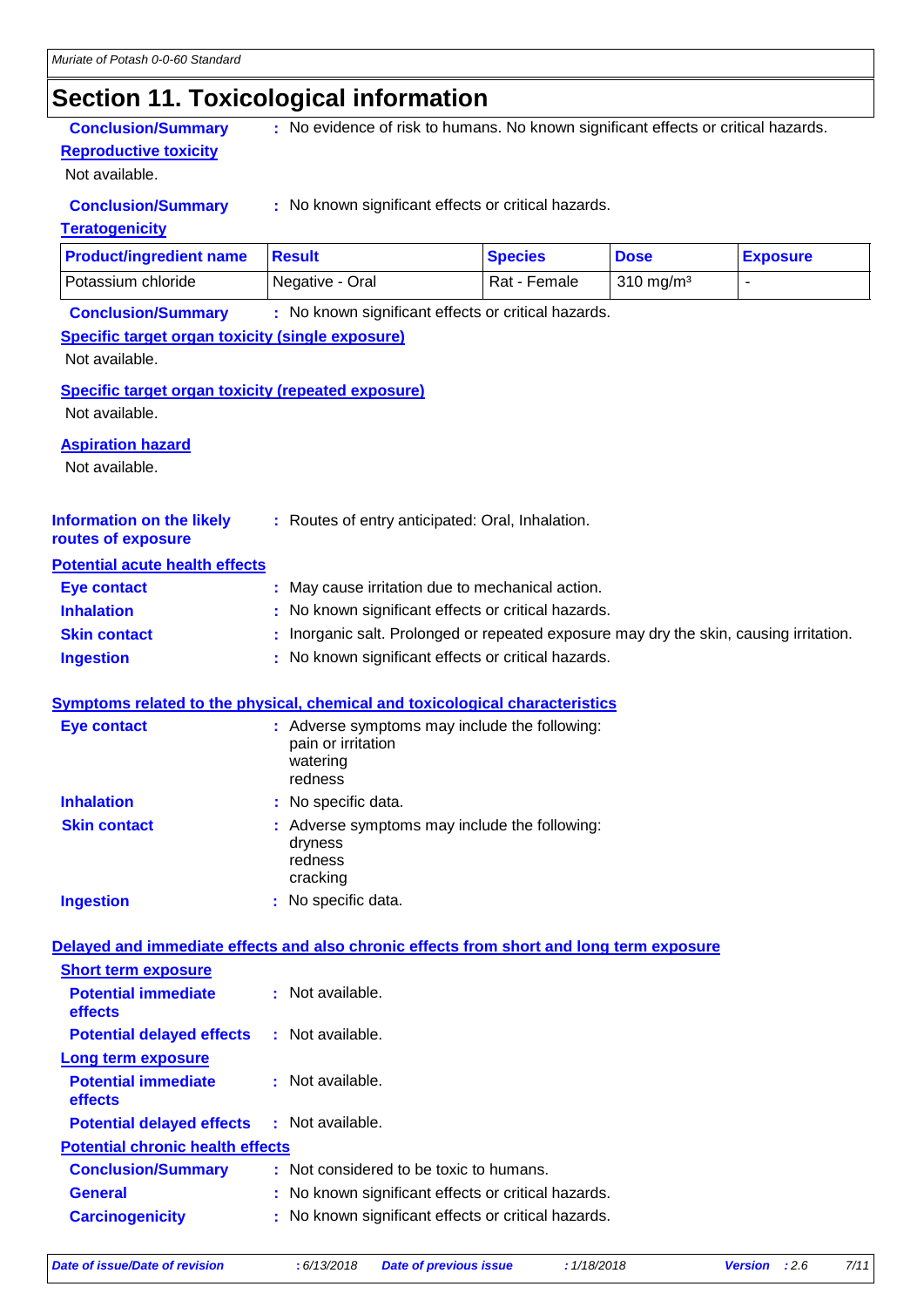## Section 11. Toxicological information

**Conclusion/Summary** : No evidence of risk to humans. No known significant effects or critical hazards.

**Reproductive toxicity**

Not available.

**Conclusion/Summary** : No known significant effects or critical hazards.

**Teratogenicity**

| Product/ingredient name | Result | Species | Dose | Exposure |
|---|---|---|---|---|
| Potassium chloride | Negative - Oral | Rat - Female | 310 mg/m³ | - |

**Conclusion/Summary** : No known significant effects or critical hazards.

**Specific target organ toxicity (single exposure)**

Not available.

**Specific target organ toxicity (repeated exposure)**

Not available.

**Aspiration hazard**

Not available.

**Information on the likely routes of exposure** : Routes of entry anticipated: Oral, Inhalation.

**Potential acute health effects**

**Eye contact** : May cause irritation due to mechanical action.

**Inhalation** : No known significant effects or critical hazards.

**Skin contact** : Inorganic salt. Prolonged or repeated exposure may dry the skin, causing irritation.

**Ingestion** : No known significant effects or critical hazards.

**Symptoms related to the physical, chemical and toxicological characteristics**

**Eye contact** : Adverse symptoms may include the following:
pain or irritation
watering
redness

**Inhalation** : No specific data.

**Skin contact** : Adverse symptoms may include the following:
dryness
redness
cracking

**Ingestion** : No specific data.

**Delayed and immediate effects and also chronic effects from short and long term exposure**

**Short term exposure**

**Potential immediate effects** : Not available.

**Potential delayed effects** : Not available.

**Long term exposure**

**Potential immediate effects** : Not available.

**Potential delayed effects** : Not available.

**Potential chronic health effects**

**Conclusion/Summary** : Not considered to be toxic to humans.

**General** : No known significant effects or critical hazards.

**Carcinogenicity** : No known significant effects or critical hazards.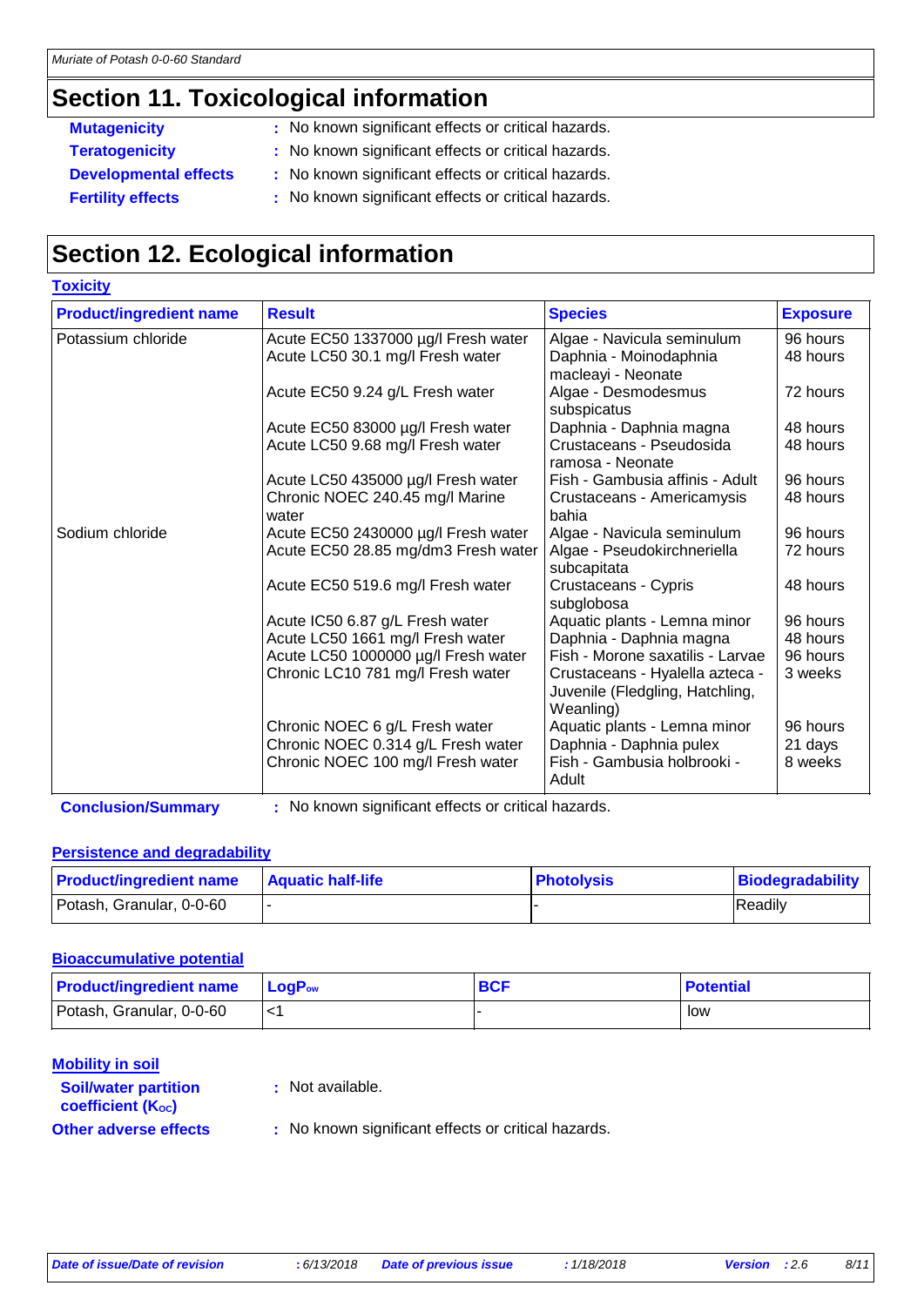## Section 11. Toxicological information

**Mutagenicity** : No known significant effects or critical hazards.

**Teratogenicity** : No known significant effects or critical hazards.

**Developmental effects** : No known significant effects or critical hazards.

**Fertility effects** : No known significant effects or critical hazards.

## Section 12. Ecological information

### Toxicity

| Product/ingredient name | Result | Species | Exposure |
|---|---|---|---|
| Potassium chloride | Acute EC50 1337000 µg/l Fresh water | Algae - Navicula seminulum | 96 hours |
| | Acute LC50 30.1 mg/l Fresh water | Daphnia - Moinodaphnia macleayi - Neonate | 48 hours |
| | Acute EC50 9.24 g/L Fresh water | Algae - Desmodesmus subspicatus | 72 hours |
| | Acute EC50 83000 µg/l Fresh water | Daphnia - Daphnia magna | 48 hours |
| | Acute LC50 9.68 mg/l Fresh water | Crustaceans - Pseudosida ramosa - Neonate | 48 hours |
| | Acute LC50 435000 µg/l Fresh water | Fish - Gambusia affinis - Adult | 96 hours |
| | Chronic NOEC 240.45 mg/l Marine water | Crustaceans - Americamysis bahia | 48 hours |
| Sodium chloride | Acute EC50 2430000 µg/l Fresh water | Algae - Navicula seminulum | 96 hours |
| | Acute EC50 28.85 mg/dm3 Fresh water | Algae - Pseudokirchneriella subcapitata | 72 hours |
| | Acute EC50 519.6 mg/l Fresh water | Crustaceans - Cypris subglobosa | 48 hours |
| | Acute IC50 6.87 g/L Fresh water | Aquatic plants - Lemna minor | 96 hours |
| | Acute LC50 1661 mg/l Fresh water | Daphnia - Daphnia magna | 48 hours |
| | Acute LC50 1000000 µg/l Fresh water | Fish - Morone saxatilis - Larvae | 96 hours |
| | Chronic LC10 781 mg/l Fresh water | Crustaceans - Hyalella azteca - Juvenile (Fledgling, Hatchling, Weanling) | 3 weeks |
| | Chronic NOEC 6 g/L Fresh water | Aquatic plants - Lemna minor | 96 hours |
| | Chronic NOEC 0.314 g/L Fresh water | Daphnia - Daphnia pulex | 21 days |
| | Chronic NOEC 100 mg/l Fresh water | Fish - Gambusia holbrooki - Adult | 8 weeks |

**Conclusion/Summary** : No known significant effects or critical hazards.

### Persistence and degradability

| Product/ingredient name | Aquatic half-life | Photolysis | Biodegradability |
|---|---|---|---|
| Potash, Granular, 0-0-60 | - | - | Readily |

### Bioaccumulative potential

| Product/ingredient name | $LogP_{ow}$ | BCF | Potential |
|---|---|---|---|
| Potash, Granular, 0-0-60 | <1 | - | low |

### Mobility in soil

**Soil/water partition coefficient ($K_{OC}$)** : Not available.

**Other adverse effects** : No known significant effects or critical hazards.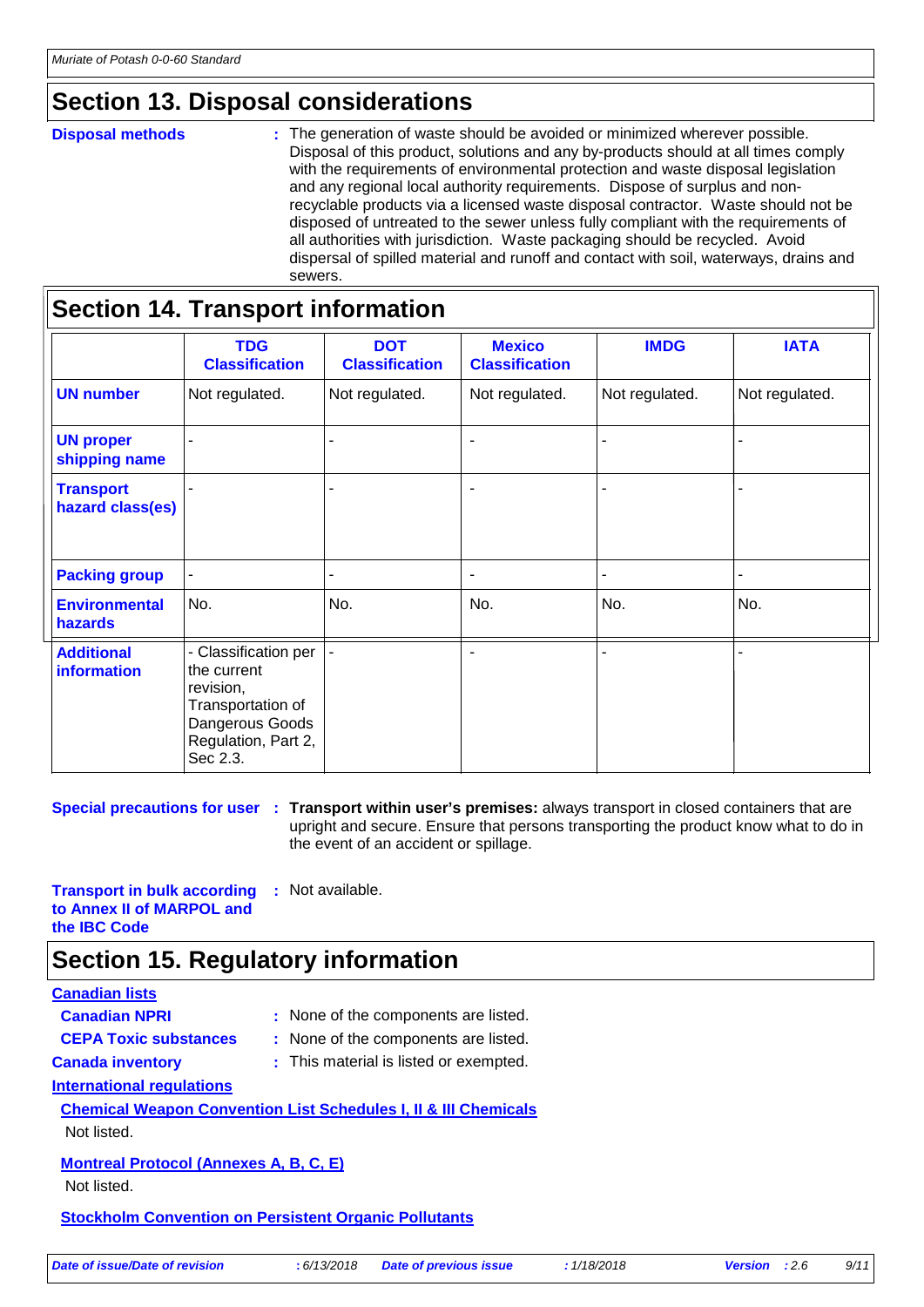## Section 13. Disposal considerations

**Disposal methods** : The generation of waste should be avoided or minimized wherever possible. Disposal of this product, solutions and any by-products should at all times comply with the requirements of environmental protection and waste disposal legislation and any regional local authority requirements. Dispose of surplus and non-recyclable products via a licensed waste disposal contractor. Waste should not be disposed of untreated to the sewer unless fully compliant with the requirements of all authorities with jurisdiction. Waste packaging should be recycled. Avoid dispersal of spilled material and runoff and contact with soil, waterways, drains and sewers.

## Section 14. Transport information

| | TDG Classification | DOT Classification | Mexico Classification | IMDG | IATA |
|---|---|---|---|---|---|
| **UN number** | Not regulated. | Not regulated. | Not regulated. | Not regulated. | Not regulated. |
| **UN proper shipping name** | - | - | - | - | - |
| **Transport hazard class(es)** | - | - | - | - | - |
| **Packing group** | - | - | - | - | - |
| **Environmental hazards** | No. | No. | No. | No. | No. |
| **Additional information** | - Classification per the current revision, Transportation of Dangerous Goods Regulation, Part 2, Sec 2.3. | - | - | - | - |

**Special precautions for user** : **Transport within user's premises:** always transport in closed containers that are upright and secure. Ensure that persons transporting the product know what to do in the event of an accident or spillage.

**Transport in bulk according to Annex II of MARPOL and the IBC Code** : Not available.

## Section 15. Regulatory information

**Canadian lists**

**Canadian NPRI** : None of the components are listed.

**CEPA Toxic substances** : None of the components are listed.

**Canada inventory** : This material is listed or exempted.

**International regulations**

**Chemical Weapon Convention List Schedules I, II & III Chemicals**

Not listed.

**Montreal Protocol (Annexes A, B, C, E)**

Not listed.

**Stockholm Convention on Persistent Organic Pollutants**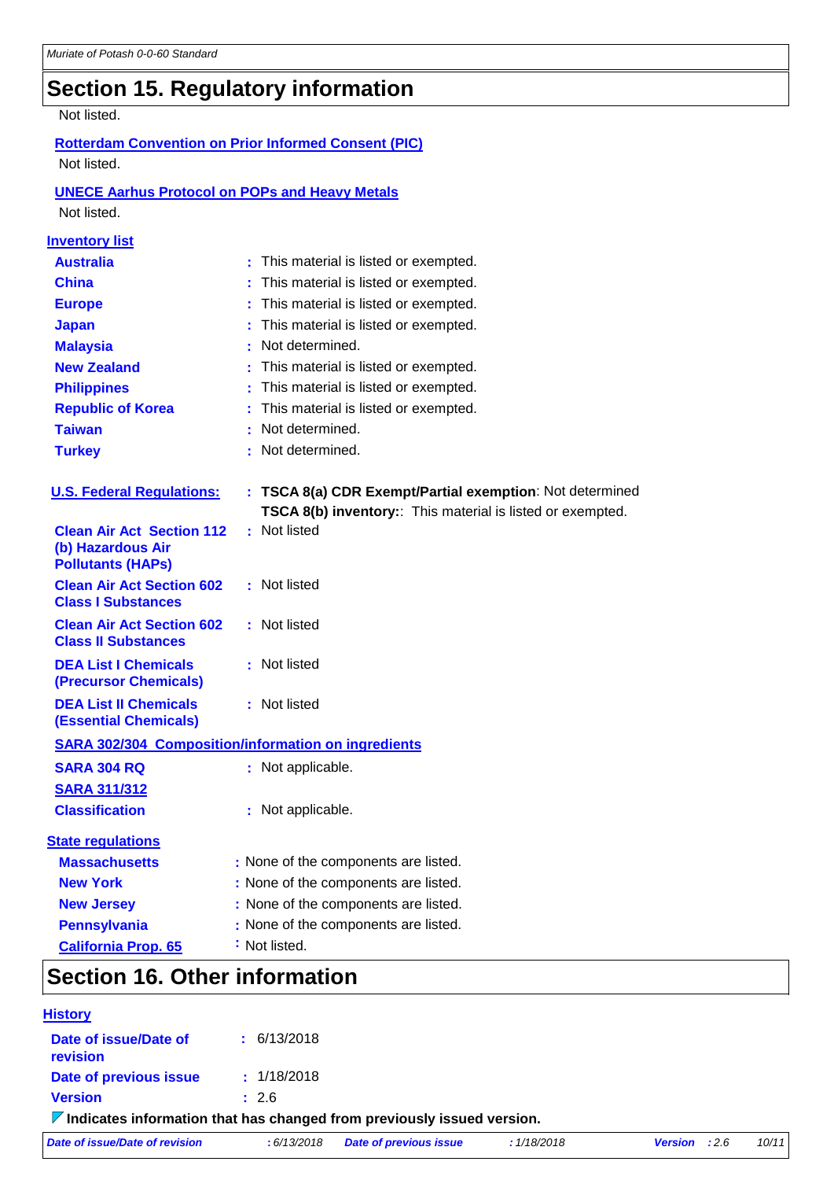## Section 15. Regulatory information

Not listed.

**Rotterdam Convention on Prior Informed Consent (PIC)**

Not listed.

**UNECE Aarhus Protocol on POPs and Heavy Metals**

Not listed.

**Inventory list**

| | |
|---|---|
| **Australia** | : This material is listed or exempted. |
| **China** | : This material is listed or exempted. |
| **Europe** | : This material is listed or exempted. |
| **Japan** | : This material is listed or exempted. |
| **Malaysia** | : Not determined. |
| **New Zealand** | : This material is listed or exempted. |
| **Philippines** | : This material is listed or exempted. |
| **Republic of Korea** | : This material is listed or exempted. |
| **Taiwan** | : Not determined. |
| **Turkey** | : Not determined. |

| | |
|---|---|
| **U.S. Federal Regulations:** | : **TSCA 8(a) CDR Exempt/Partial exemption**: Not determined<br>**TSCA 8(b) inventory:**: This material is listed or exempted. |
| **Clean Air Act Section 112 (b) Hazardous Air Pollutants (HAPs)** | : Not listed |
| **Clean Air Act Section 602 Class I Substances** | : Not listed |
| **Clean Air Act Section 602 Class II Substances** | : Not listed |
| **DEA List I Chemicals (Precursor Chemicals)** | : Not listed |
| **DEA List II Chemicals (Essential Chemicals)** | : Not listed |

**SARA 302/304 Composition/information on ingredients**

| | |
|---|---|
| **SARA 304 RQ** | : Not applicable. |

**SARA 311/312**

| | |
|---|---|
| **Classification** | : Not applicable. |

**State regulations**

| | |
|---|---|
| **Massachusetts** | : None of the components are listed. |
| **New York** | : None of the components are listed. |
| **New Jersey** | : None of the components are listed. |
| **Pennsylvania** | : None of the components are listed. |
| **California Prop. 65** | : Not listed. |

## Section 16. Other information

**History**

| | |
|---|---|
| **Date of issue/Date of revision** | : 6/13/2018 |
| **Date of previous issue** | : 1/18/2018 |
| **Version** | : 2.6 |

**Indicates information that has changed from previously issued version.**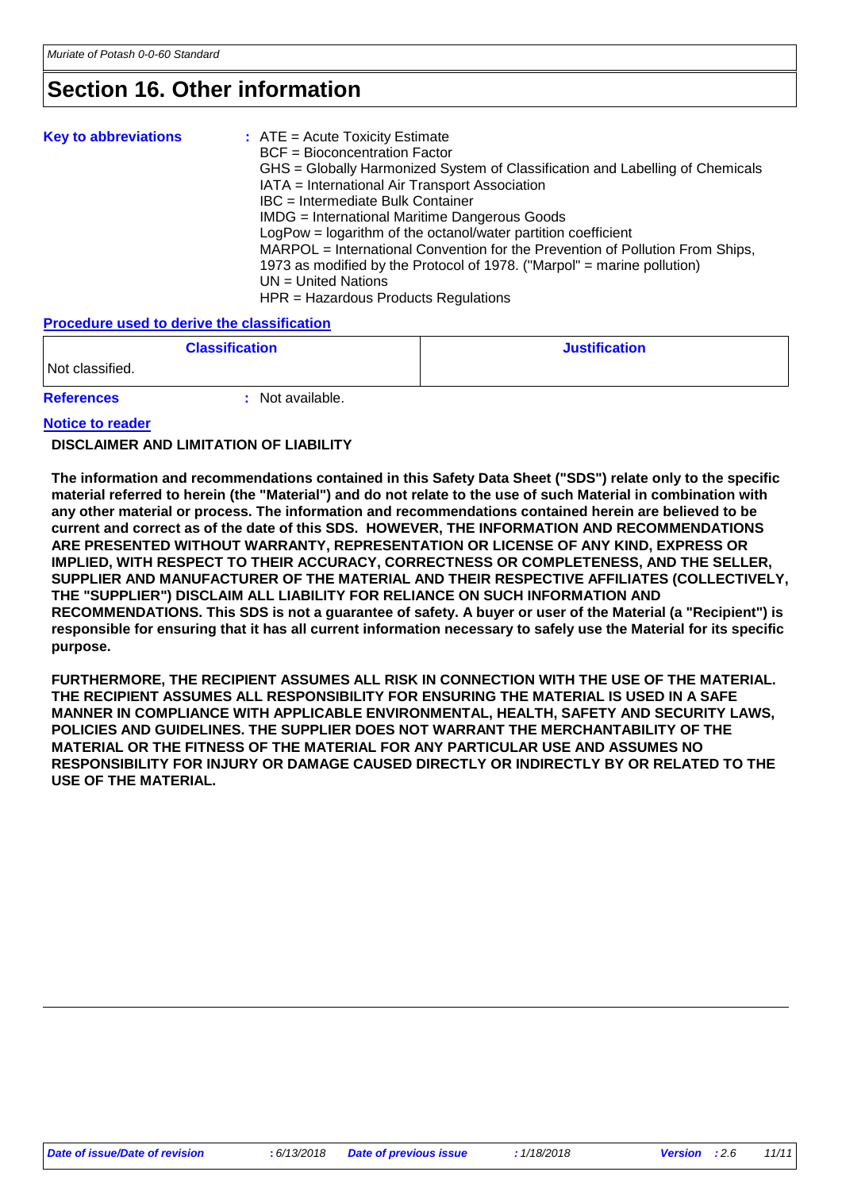# Section 16. Other information

**Key to abbreviations** : ATE = Acute Toxicity Estimate
BCF = Bioconcentration Factor
GHS = Globally Harmonized System of Classification and Labelling of Chemicals
IATA = International Air Transport Association
IBC = Intermediate Bulk Container
IMDG = International Maritime Dangerous Goods
LogPow = logarithm of the octanol/water partition coefficient
MARPOL = International Convention for the Prevention of Pollution From Ships, 1973 as modified by the Protocol of 1978. ("Marpol" = marine pollution)
UN = United Nations
HPR = Hazardous Products Regulations

**Procedure used to derive the classification**

| Classification | Justification |
|---|---|
| Not classified. | |

**References** : Not available.

**Notice to reader**

**DISCLAIMER AND LIMITATION OF LIABILITY**

**The information and recommendations contained in this Safety Data Sheet ("SDS") relate only to the specific material referred to herein (the "Material") and do not relate to the use of such Material in combination with any other material or process. The information and recommendations contained herein are believed to be current and correct as of the date of this SDS. HOWEVER, THE INFORMATION AND RECOMMENDATIONS ARE PRESENTED WITHOUT WARRANTY, REPRESENTATION OR LICENSE OF ANY KIND, EXPRESS OR IMPLIED, WITH RESPECT TO THEIR ACCURACY, CORRECTNESS OR COMPLETENESS, AND THE SELLER, SUPPLIER AND MANUFACTURER OF THE MATERIAL AND THEIR RESPECTIVE AFFILIATES (COLLECTIVELY, THE "SUPPLIER") DISCLAIM ALL LIABILITY FOR RELIANCE ON SUCH INFORMATION AND RECOMMENDATIONS. This SDS is not a guarantee of safety. A buyer or user of the Material (a "Recipient") is responsible for ensuring that it has all current information necessary to safely use the Material for its specific purpose.**

**FURTHERMORE, THE RECIPIENT ASSUMES ALL RISK IN CONNECTION WITH THE USE OF THE MATERIAL. THE RECIPIENT ASSUMES ALL RESPONSIBILITY FOR ENSURING THE MATERIAL IS USED IN A SAFE MANNER IN COMPLIANCE WITH APPLICABLE ENVIRONMENTAL, HEALTH, SAFETY AND SECURITY LAWS, POLICIES AND GUIDELINES. THE SUPPLIER DOES NOT WARRANT THE MERCHANTABILITY OF THE MATERIAL OR THE FITNESS OF THE MATERIAL FOR ANY PARTICULAR USE AND ASSUMES NO RESPONSIBILITY FOR INJURY OR DAMAGE CAUSED DIRECTLY OR INDIRECTLY BY OR RELATED TO THE USE OF THE MATERIAL.**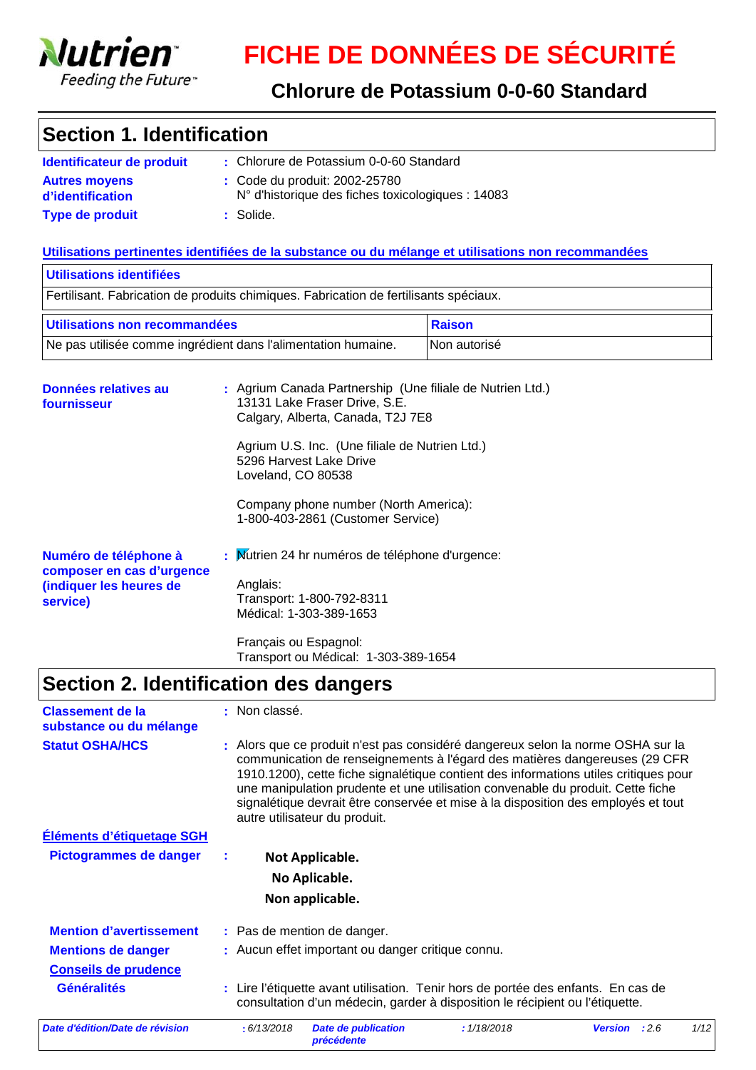# FICHE DE DONNÉES DE SÉCURITÉ

## Chlorure de Potassium 0-0-60 Standard

## Section 1. Identification

**Identificateur de produit** : Chlorure de Potassium 0-0-60 Standard

**Autres moyens d'identification** : Code du produit: 2002-25780
N° d'historique des fiches toxicologiques : 14083

**Type de produit** : Solide.

**Utilisations pertinentes identifiées de la substance ou du mélange et utilisations non recommandées**

| Utilisations identifiées |
|---|
| Fertilisant. Fabrication de produits chimiques. Fabrication de fertilisants spéciaux. |

| Utilisations non recommandées | Raison |
|---|---|
| Ne pas utilisée comme ingrédient dans l'alimentation humaine. | Non autorisé |

**Données relatives au fournisseur** : Agrium Canada Partnership (Une filiale de Nutrien Ltd.)
13131 Lake Fraser Drive, S.E.
Calgary, Alberta, Canada, T2J 7E8

Agrium U.S. Inc. (Une filiale de Nutrien Ltd.)
5296 Harvest Lake Drive
Loveland, CO 80538

Company phone number (North America):
1-800-403-2861 (Customer Service)

**Numéro de téléphone à composer en cas d'urgence (indiquer les heures de service)** : Nutrien 24 hr numéros de téléphone d'urgence:

Anglais:
Transport: 1-800-792-8311
Médical: 1-303-389-1653

Français ou Espagnol:
Transport ou Médical: 1-303-389-1654

## Section 2. Identification des dangers

**Classement de la substance ou du mélange** : Non classé.

**Statut OSHA/HCS** : Alors que ce produit n'est pas considéré dangereux selon la norme OSHA sur la communication de renseignements à l'égard des matières dangereuses (29 CFR 1910.1200), cette fiche signalétique contient des informations utiles critiques pour une manipulation prudente et une utilisation convenable du produit. Cette fiche signalétique devrait être conservée et mise à la disposition des employés et tout autre utilisateur du produit.

**Éléments d'étiquetage SGH**

**Pictogrammes de danger** :

**Not Applicable.**
**No Aplicable.**
**Non applicable.**

**Mention d'avertissement** : Pas de mention de danger.

**Mentions de danger** : Aucun effet important ou danger critique connu.

**Conseils de prudence**

**Généralités** : Lire l'étiquette avant utilisation. Tenir hors de portée des enfants. En cas de consultation d'un médecin, garder à disposition le récipient ou l'étiquette.

*Date d'édition/Date de révision* : 6/13/2018 *Date de publication précédente* : 1/18/2018 *Version* : 2.6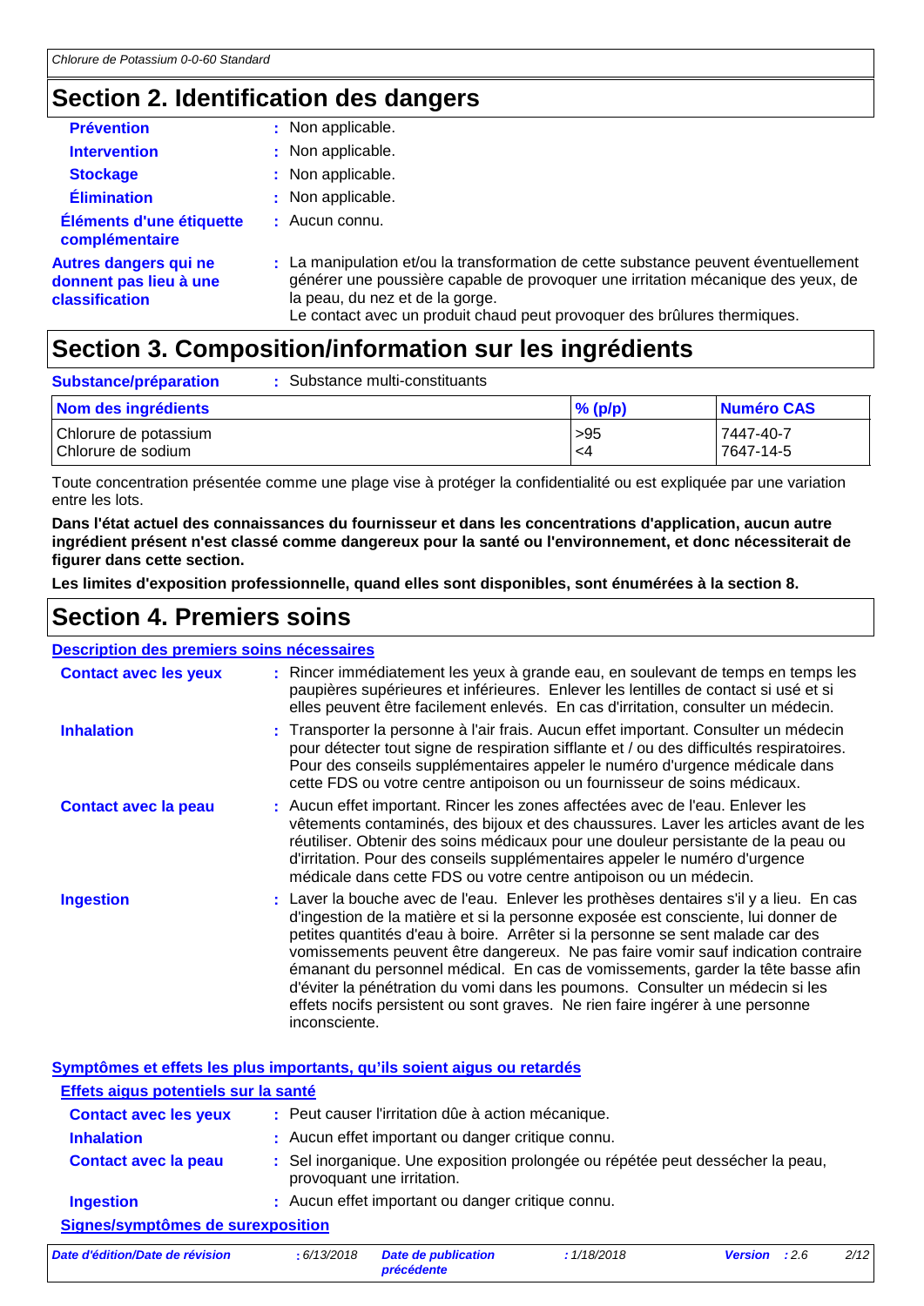## Section 2. Identification des dangers

**Prévention** : Non applicable.

**Intervention** : Non applicable.

**Stockage** : Non applicable.

**Élimination** : Non applicable.

**Éléments d'une étiquette complémentaire** : Aucun connu.

**Autres dangers qui ne donnent pas lieu à une classification** : La manipulation et/ou la transformation de cette substance peuvent éventuellement générer une poussière capable de provoquer une irritation mécanique des yeux, de la peau, du nez et de la gorge.
Le contact avec un produit chaud peut provoquer des brûlures thermiques.

## Section 3. Composition/information sur les ingrédients

**Substance/préparation** : Substance multi-constituants

| Nom des ingrédients | % (p/p) | Numéro CAS |
|---|---|---|
| Chlorure de potassium | >95 | 7447-40-7 |
| Chlorure de sodium | <4 | 7647-14-5 |

Toute concentration présentée comme une plage vise à protéger la confidentialité ou est expliquée par une variation entre les lots.

**Dans l'état actuel des connaissances du fournisseur et dans les concentrations d'application, aucun autre ingrédient présent n'est classé comme dangereux pour la santé ou l'environnement, et donc nécessiterait de figurer dans cette section.**

**Les limites d'exposition professionnelle, quand elles sont disponibles, sont énumérées à la section 8.**

## Section 4. Premiers soins

### Description des premiers soins nécessaires

**Contact avec les yeux** : Rincer immédiatement les yeux à grande eau, en soulevant de temps en temps les paupières supérieures et inférieures. Enlever les lentilles de contact si usé et si elles peuvent être facilement enlevés. En cas d'irritation, consulter un médecin.

**Inhalation** : Transporter la personne à l'air frais. Aucun effet important. Consulter un médecin pour détecter tout signe de respiration sifflante et / ou des difficultés respiratoires. Pour des conseils supplémentaires appeler le numéro d'urgence médicale dans cette FDS ou votre centre antipoison ou un fournisseur de soins médicaux.

**Contact avec la peau** : Aucun effet important. Rincer les zones affectées avec de l'eau. Enlever les vêtements contaminés, des bijoux et des chaussures. Laver les articles avant de les réutiliser. Obtenir des soins médicaux pour une douleur persistante de la peau ou d'irritation. Pour des conseils supplémentaires appeler le numéro d'urgence médicale dans cette FDS ou votre centre antipoison ou un médecin.

**Ingestion** : Laver la bouche avec de l'eau. Enlever les prothèses dentaires s'il y a lieu. En cas d'ingestion de la matière et si la personne exposée est consciente, lui donner de petites quantités d'eau à boire. Arrêter si la personne se sent malade car des vomissements peuvent être dangereux. Ne pas faire vomir sauf indication contraire émanant du personnel médical. En cas de vomissements, garder la tête basse afin d'éviter la pénétration du vomi dans les poumons. Consulter un médecin si les effets nocifs persistent ou sont graves. Ne rien faire ingérer à une personne inconsciente.

### Symptômes et effets les plus importants, qu'ils soient aigus ou retardés

#### Effets aigus potentiels sur la santé

**Contact avec les yeux** : Peut causer l'irritation dûe à action mécanique.

**Inhalation** : Aucun effet important ou danger critique connu.

**Contact avec la peau** : Sel inorganique. Une exposition prolongée ou répétée peut dessécher la peau, provoquant une irritation.

**Ingestion** : Aucun effet important ou danger critique connu.

#### Signes/symptômes de surexposition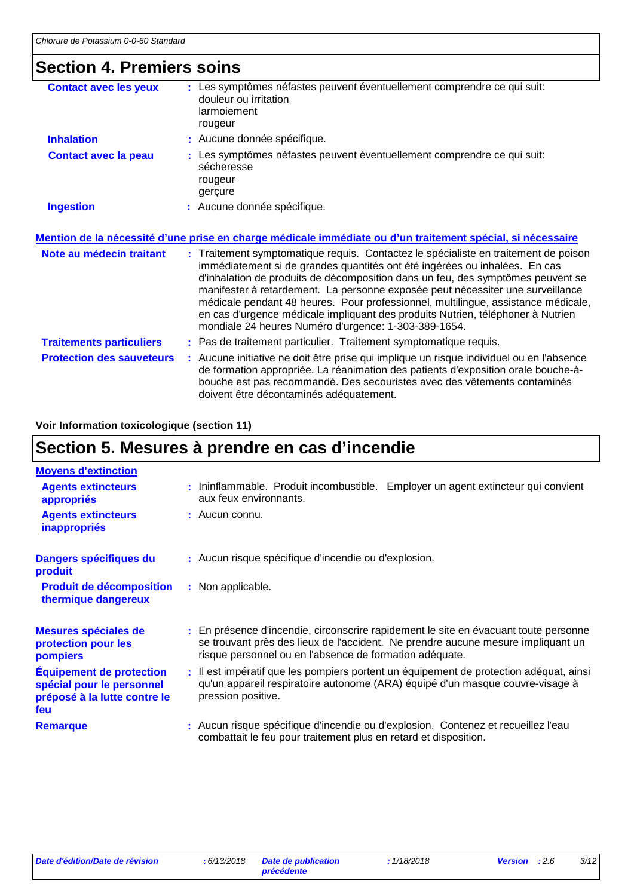## Section 4. Premiers soins

**Contact avec les yeux** : Les symptômes néfastes peuvent éventuellement comprendre ce qui suit:
douleur ou irritation
larmoiement
rougeur

**Inhalation** : Aucune donnée spécifique.

**Contact avec la peau** : Les symptômes néfastes peuvent éventuellement comprendre ce qui suit:
sécheresse
rougeur
gerçure

**Ingestion** : Aucune donnée spécifique.

### Mention de la nécessité d'une prise en charge médicale immédiate ou d'un traitement spécial, si nécessaire

**Note au médecin traitant** : Traitement symptomatique requis. Contactez le spécialiste en traitement de poison immédiatement si de grandes quantités ont été ingérées ou inhalées. En cas d'inhalation de produits de décomposition dans un feu, des symptômes peuvent se manifester à retardement. La personne exposée peut nécessiter une surveillance médicale pendant 48 heures. Pour professionnel, multilingue, assistance médicale, en cas d'urgence médicale impliquant des produits Nutrien, téléphoner à Nutrien mondiale 24 heures Numéro d'urgence: 1-303-389-1654.

**Traitements particuliers** : Pas de traitement particulier. Traitement symptomatique requis.

**Protection des sauveteurs** : Aucune initiative ne doit être prise qui implique un risque individuel ou en l'absence de formation appropriée. La réanimation des patients d'exposition orale bouche-à-bouche est pas recommandé. Des secouristes avec des vêtements contaminés doivent être décontaminés adéquatement.

**Voir Information toxicologique (section 11)**

## Section 5. Mesures à prendre en cas d'incendie

### Moyens d'extinction

**Agents extincteurs appropriés** : Ininflammable. Produit incombustible. Employer un agent extincteur qui convient aux feux environnants.

**Agents extincteurs inappropriés** : Aucun connu.

**Dangers spécifiques du produit** : Aucun risque spécifique d'incendie ou d'explosion.

**Produit de décomposition thermique dangereux** : Non applicable.

**Mesures spéciales de protection pour les pompiers** : En présence d'incendie, circonscrire rapidement le site en évacuant toute personne se trouvant près des lieux de l'accident. Ne prendre aucune mesure impliquant un risque personnel ou en l'absence de formation adéquate.

**Équipement de protection spécial pour le personnel préposé à la lutte contre le feu** : Il est impératif que les pompiers portent un équipement de protection adéquat, ainsi qu'un appareil respiratoire autonome (ARA) équipé d'un masque couvre-visage à pression positive.

**Remarque** : Aucun risque spécifique d'incendie ou d'explosion. Contenez et recueillez l'eau combattait le feu pour traitement plus en retard et disposition.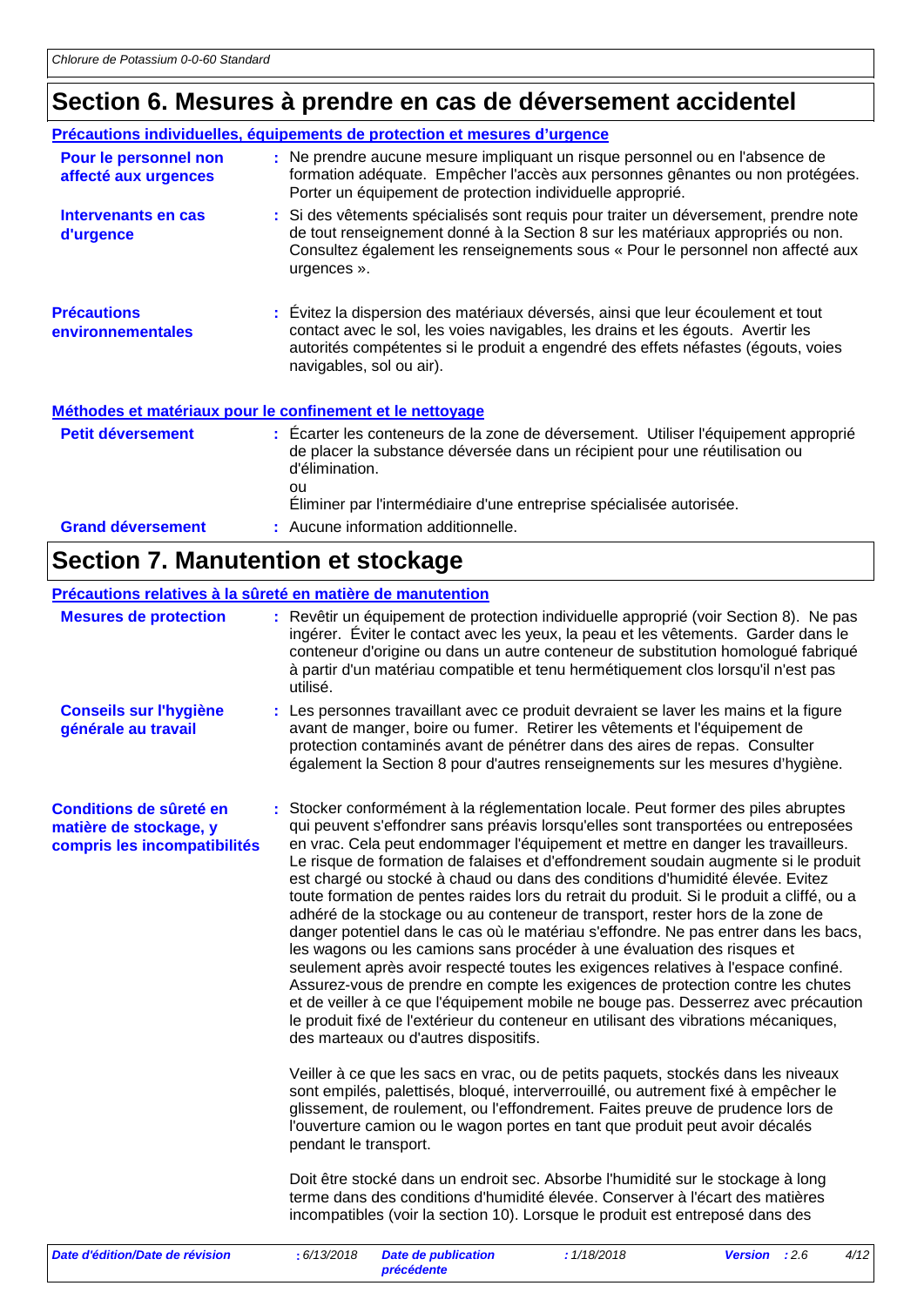## Section 6. Mesures à prendre en cas de déversement accidentel

**Précautions individuelles, équipements de protection et mesures d'urgence**

**Pour le personnel non affecté aux urgences** : Ne prendre aucune mesure impliquant un risque personnel ou en l'absence de formation adéquate. Empêcher l'accès aux personnes gênantes ou non protégées. Porter un équipement de protection individuelle approprié.

**Intervenants en cas d'urgence** : Si des vêtements spécialisés sont requis pour traiter un déversement, prendre note de tout renseignement donné à la Section 8 sur les matériaux appropriés ou non. Consultez également les renseignements sous « Pour le personnel non affecté aux urgences ».

**Précautions environnementales** : Évitez la dispersion des matériaux déversés, ainsi que leur écoulement et tout contact avec le sol, les voies navigables, les drains et les égouts. Avertir les autorités compétentes si le produit a engendré des effets néfastes (égouts, voies navigables, sol ou air).

**Méthodes et matériaux pour le confinement et le nettoyage**

**Petit déversement** : Écarter les conteneurs de la zone de déversement. Utiliser l'équipement approprié de placer la substance déversée dans un récipient pour une réutilisation ou d'élimination.
ou
Éliminer par l'intermédiaire d'une entreprise spécialisée autorisée.

**Grand déversement** : Aucune information additionnelle.

## Section 7. Manutention et stockage

**Précautions relatives à la sûreté en matière de manutention**

**Mesures de protection** : Revêtir un équipement de protection individuelle approprié (voir Section 8). Ne pas ingérer. Éviter le contact avec les yeux, la peau et les vêtements. Garder dans le conteneur d'origine ou dans un autre conteneur de substitution homologué fabriqué à partir d'un matériau compatible et tenu hermétiquement clos lorsqu'il n'est pas utilisé.

**Conseils sur l'hygiène générale au travail** : Les personnes travaillant avec ce produit devraient se laver les mains et la figure avant de manger, boire ou fumer. Retirer les vêtements et l'équipement de protection contaminés avant de pénétrer dans des aires de repas. Consulter également la Section 8 pour d'autres renseignements sur les mesures d'hygiène.

**Conditions de sûreté en matière de stockage, y compris les incompatibilités** : Stocker conformément à la réglementation locale. Peut former des piles abruptes qui peuvent s'effondrer sans préavis lorsqu'elles sont transportées ou entreposées en vrac. Cela peut endommager l'équipement et mettre en danger les travailleurs. Le risque de formation de falaises et d'effondrement soudain augmente si le produit est chargé ou stocké à chaud ou dans des conditions d'humidité élevée. Evitez toute formation de pentes raides lors du retrait du produit. Si le produit a cliffé, ou a adhéré de la stockage ou au conteneur de transport, rester hors de la zone de danger potentiel dans le cas où le matériau s'effondre. Ne pas entrer dans les bacs, les wagons ou les camions sans procéder à une évaluation des risques et seulement après avoir respecté toutes les exigences relatives à l'espace confiné. Assurez-vous de prendre en compte les exigences de protection contre les chutes et de veiller à ce que l'équipement mobile ne bouge pas. Desserrez avec précaution le produit fixé de l'extérieur du conteneur en utilisant des vibrations mécaniques, des marteaux ou d'autres dispositifs.

Veiller à ce que les sacs en vrac, ou de petits paquets, stockés dans les niveaux sont empilés, palettisés, bloqué, interverrouillé, ou autrement fixé à empêcher le glissement, de roulement, ou l'effondrement. Faites preuve de prudence lors de l'ouverture camion ou le wagon portes en tant que produit peut avoir décalés pendant le transport.

Doit être stocké dans un endroit sec. Absorbe l'humidité sur le stockage à long terme dans des conditions d'humidité élevée. Conserver à l'écart des matières incompatibles (voir la section 10). Lorsque le produit est entreposé dans des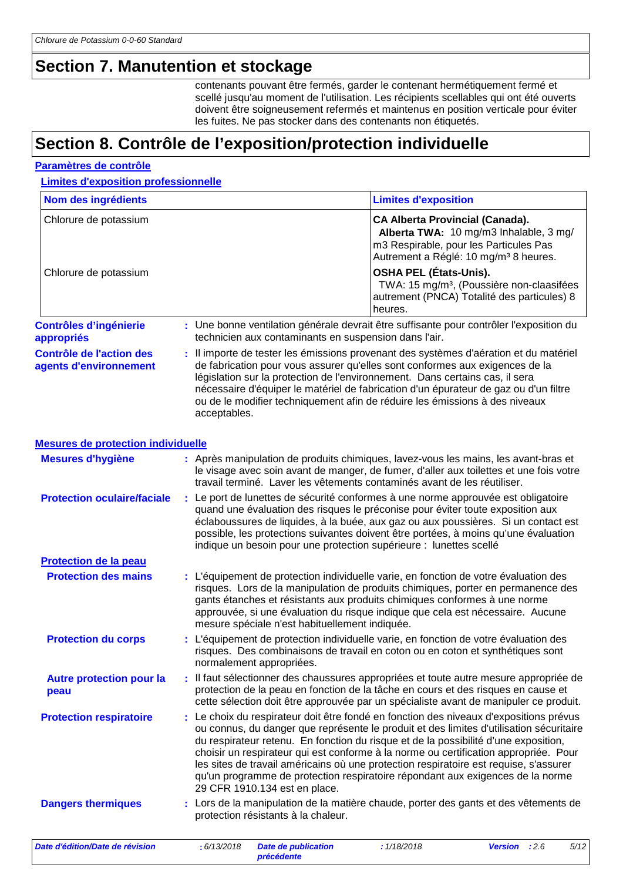## Section 7. Manutention et stockage

contenants pouvant être fermés, garder le contenant hermétiquement fermé et scellé jusqu'au moment de l'utilisation. Les récipients scellables qui ont été ouverts doivent être soigneusement refermés et maintenus en position verticale pour éviter les fuites. Ne pas stocker dans des contenants non étiquetés.

## Section 8. Contrôle de l'exposition/protection individuelle

### Paramètres de contrôle

#### Limites d'exposition professionnelle

| Nom des ingrédients | Limites d'exposition |
|---|---|
| Chlorure de potassium | **CA Alberta Provincial (Canada).** **Alberta TWA:** 10 mg/m3 Inhalable, 3 mg/m3 Respirable, pour les Particules Pas Autrement a Réglé: 10 mg/m³ 8 heures. |
| Chlorure de potassium | **OSHA PEL (États-Unis).** TWA: 15 mg/m³, (Poussière non-claasifées autrement (PNCA) Totalité des particules) 8 heures. |

**Contrôles d'ingénierie appropriés** : Une bonne ventilation générale devrait être suffisante pour contrôler l'exposition du technicien aux contaminants en suspension dans l'air.

**Contrôle de l'action des agents d'environnement** : Il importe de tester les émissions provenant des systèmes d'aération et du matériel de fabrication pour vous assurer qu'elles sont conformes aux exigences de la législation sur la protection de l'environnement. Dans certains cas, il sera nécessaire d'équiper le matériel de fabrication d'un épurateur de gaz ou d'un filtre ou de le modifier techniquement afin de réduire les émissions à des niveaux acceptables.

### Mesures de protection individuelle

**Mesures d'hygiène** : Après manipulation de produits chimiques, lavez-vous les mains, les avant-bras et le visage avec soin avant de manger, de fumer, d'aller aux toilettes et une fois votre travail terminé. Laver les vêtements contaminés avant de les réutiliser.

**Protection oculaire/faciale** : Le port de lunettes de sécurité conformes à une norme approuvée est obligatoire quand une évaluation des risques le préconise pour éviter toute exposition aux éclaboussures de liquides, à la buée, aux gaz ou aux poussières. Si un contact est possible, les protections suivantes doivent être portées, à moins qu'une évaluation indique un besoin pour une protection supérieure : lunettes scellé

#### Protection de la peau

**Protection des mains** : L'équipement de protection individuelle varie, en fonction de votre évaluation des risques. Lors de la manipulation de produits chimiques, porter en permanence des gants étanches et résistants aux produits chimiques conformes à une norme approuvée, si une évaluation du risque indique que cela est nécessaire. Aucune mesure spéciale n'est habituellement indiquée.

**Protection du corps** : L'équipement de protection individuelle varie, en fonction de votre évaluation des risques. Des combinaisons de travail en coton ou en coton et synthétiques sont normalement appropriées.

**Autre protection pour la peau** : Il faut sélectionner des chaussures appropriées et toute autre mesure appropriée de protection de la peau en fonction de la tâche en cours et des risques en cause et cette sélection doit être approuvée par un spécialiste avant de manipuler ce produit.

**Protection respiratoire** : Le choix du respirateur doit être fondé en fonction des niveaux d'expositions prévus ou connus, du danger que représente le produit et des limites d'utilisation sécuritaire du respirateur retenu. En fonction du risque et de la possibilité d'une exposition, choisir un respirateur qui est conforme à la norme ou certification appropriée. Pour les sites de travail américains où une protection respiratoire est requise, s'assurer qu'un programme de protection respiratoire répondant aux exigences de la norme 29 CFR 1910.134 est en place.

**Dangers thermiques** : Lors de la manipulation de la matière chaude, porter des gants et des vêtements de protection résistants à la chaleur.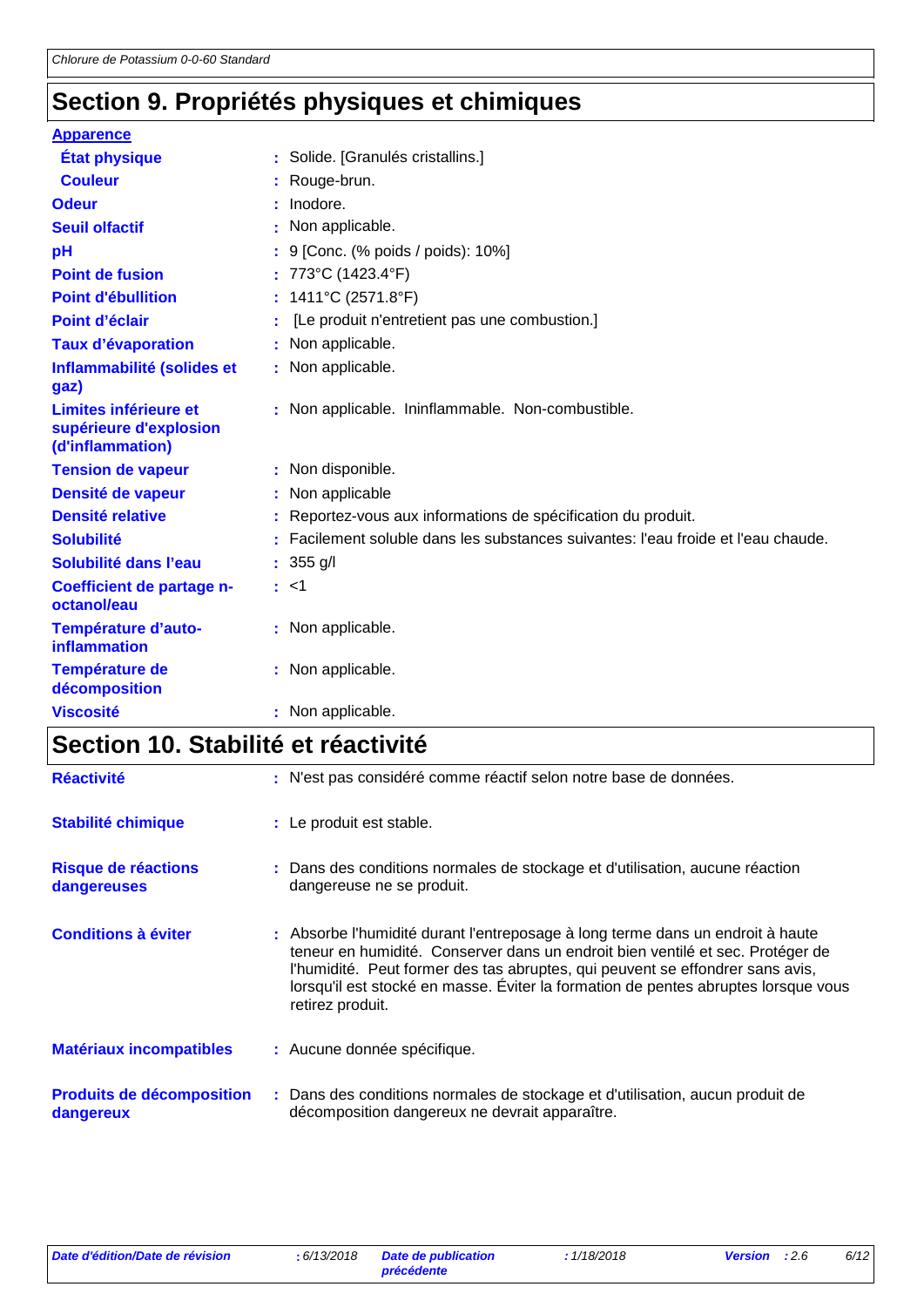## Section 9. Propriétés physiques et chimiques

**Apparence**

| | |
|---|---|
| **État physique** | : Solide. [Granulés cristallins.] |
| **Couleur** | : Rouge-brun. |
| **Odeur** | : Inodore. |
| **Seuil olfactif** | : Non applicable. |
| **pH** | : 9 [Conc. (% poids / poids): 10%] |
| **Point de fusion** | : 773°C (1423.4°F) |
| **Point d'ébullition** | : 1411°C (2571.8°F) |
| **Point d'éclair** | : [Le produit n'entretient pas une combustion.] |
| **Taux d'évaporation** | : Non applicable. |
| **Inflammabilité (solides et gaz)** | : Non applicable. |
| **Limites inférieure et supérieure d'explosion (d'inflammation)** | : Non applicable. Ininflammable. Non-combustible. |
| **Tension de vapeur** | : Non disponible. |
| **Densité de vapeur** | : Non applicable |
| **Densité relative** | : Reportez-vous aux informations de spécification du produit. |
| **Solubilité** | : Facilement soluble dans les substances suivantes: l'eau froide et l'eau chaude. |
| **Solubilité dans l'eau** | : 355 g/l |
| **Coefficient de partage n-octanol/eau** | : <1 |
| **Température d'auto-inflammation** | : Non applicable. |
| **Température de décomposition** | : Non applicable. |
| **Viscosité** | : Non applicable. |

## Section 10. Stabilité et réactivité

| | |
|---|---|
| **Réactivité** | : N'est pas considéré comme réactif selon notre base de données. |
| **Stabilité chimique** | : Le produit est stable. |
| **Risque de réactions dangereuses** | : Dans des conditions normales de stockage et d'utilisation, aucune réaction dangereuse ne se produit. |
| **Conditions à éviter** | : Absorbe l'humidité durant l'entreposage à long terme dans un endroit à haute teneur en humidité. Conserver dans un endroit bien ventilé et sec. Protéger de l'humidité. Peut former des tas abruptes, qui peuvent se effondrer sans avis, lorsqu'il est stocké en masse. Éviter la formation de pentes abruptes lorsque vous retirez produit. |
| **Matériaux incompatibles** | : Aucune donnée spécifique. |
| **Produits de décomposition dangereux** | : Dans des conditions normales de stockage et d'utilisation, aucun produit de décomposition dangereux ne devrait apparaître. |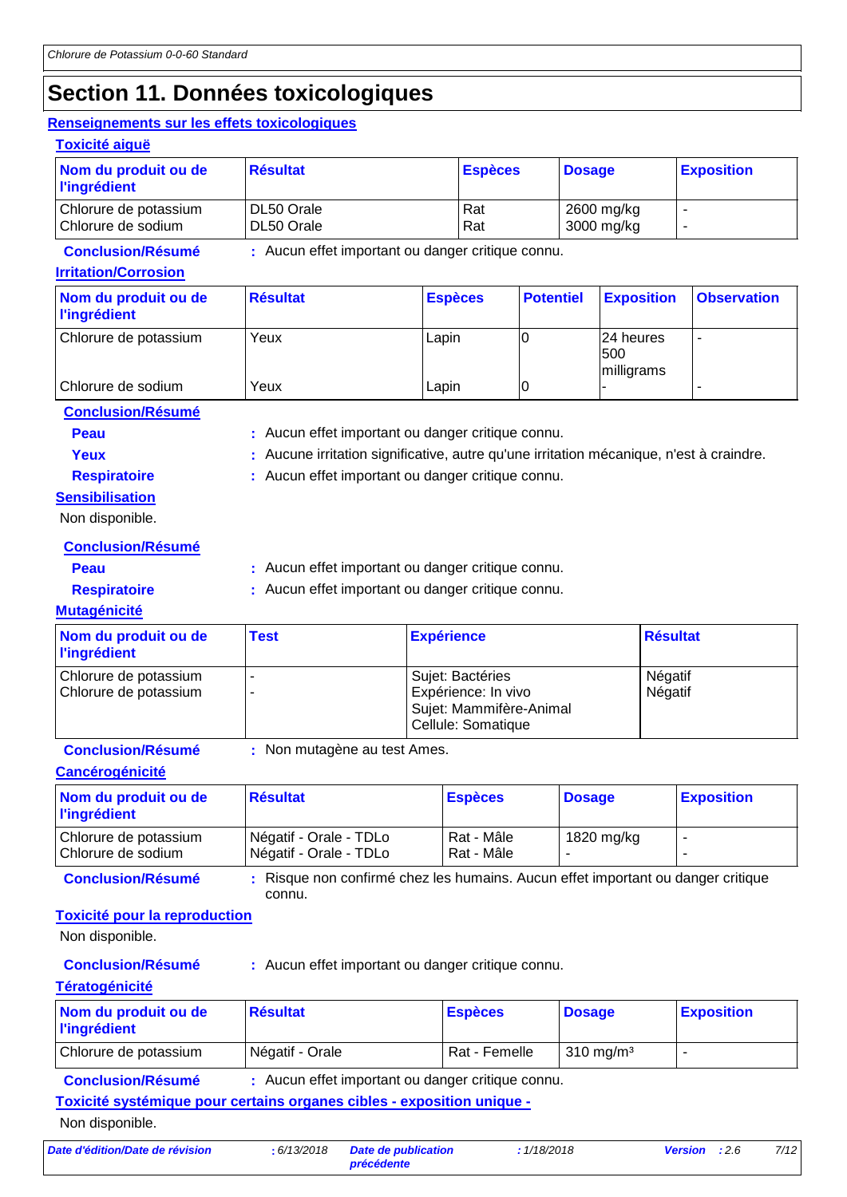# Section 11. Données toxicologiques

## Renseignements sur les effets toxicologiques

### Toxicité aiguë

| Nom du produit ou de l'ingrédient | Résultat | Espèces | Dosage | Exposition |
|---|---|---|---|---|
| Chlorure de potassium | DL50 Orale | Rat | 2600 mg/kg | - |
| Chlorure de sodium | DL50 Orale | Rat | 3000 mg/kg | - |

**Conclusion/Résumé** : Aucun effet important ou danger critique connu.

### Irritation/Corrosion

| Nom du produit ou de l'ingrédient | Résultat | Espèces | Potentiel | Exposition | Observation |
|---|---|---|---|---|---|
| Chlorure de potassium | Yeux | Lapin | 0 | 24 heures 500 milligrams | - |
| Chlorure de sodium | Yeux | Lapin | 0 | - | - |

**Conclusion/Résumé**

**Peau** : Aucun effet important ou danger critique connu.

**Yeux** : Aucune irritation significative, autre qu'une irritation mécanique, n'est à craindre.

**Respiratoire** : Aucun effet important ou danger critique connu.

### Sensibilisation

Non disponible.

**Conclusion/Résumé**

**Peau** : Aucun effet important ou danger critique connu.

**Respiratoire** : Aucun effet important ou danger critique connu.

### Mutagénicité

| Nom du produit ou de l'ingrédient | Test | Expérience | Résultat |
|---|---|---|---|
| Chlorure de potassium | - | Sujet: Bactéries | Négatif |
| Chlorure de potassium | - | Expérience: In vivo<br>Sujet: Mammifère-Animal<br>Cellule: Somatique | Négatif |

**Conclusion/Résumé** : Non mutagène au test Ames.

### Cancérogénicité

| Nom du produit ou de l'ingrédient | Résultat | Espèces | Dosage | Exposition |
|---|---|---|---|---|
| Chlorure de potassium | Négatif - Orale - TDLo | Rat - Mâle | 1820 mg/kg | - |
| Chlorure de sodium | Négatif - Orale - TDLo | Rat - Mâle | - | - |

**Conclusion/Résumé** : Risque non confirmé chez les humains. Aucun effet important ou danger critique connu.

### Toxicité pour la reproduction

Non disponible.

**Conclusion/Résumé** : Aucun effet important ou danger critique connu.

### Tératogénicité

| Nom du produit ou de l'ingrédient | Résultat | Espèces | Dosage | Exposition |
|---|---|---|---|---|
| Chlorure de potassium | Négatif - Orale | Rat - Femelle | 310 $mg/m^3$ | - |

**Conclusion/Résumé** : Aucun effet important ou danger critique connu.

### Toxicité systémique pour certains organes cibles - exposition unique -

Non disponible.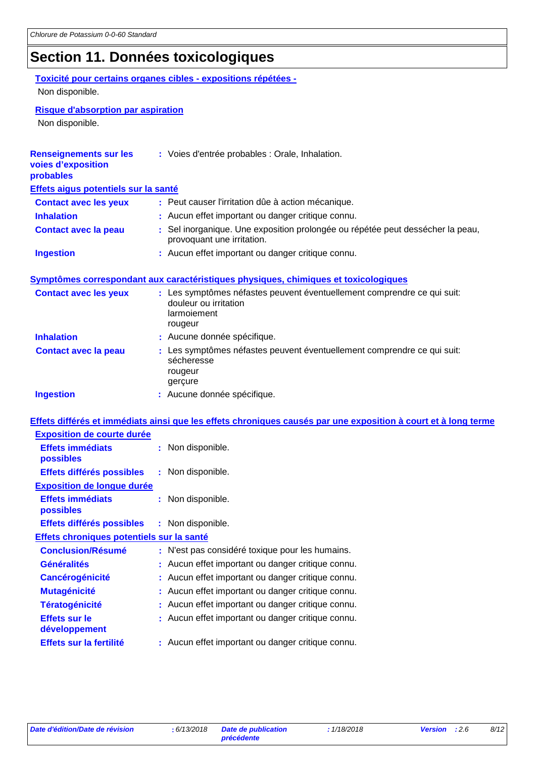# Section 11. Données toxicologiques

**Toxicité pour certains organes cibles - expositions répétées -**

Non disponible.

**Risque d'absorption par aspiration**

Non disponible.

**Renseignements sur les voies d'exposition probables** : Voies d'entrée probables : Orale, Inhalation.

**Effets aigus potentiels sur la santé**

| | |
|---|---|
| **Contact avec les yeux** | : Peut causer l'irritation dûe à action mécanique. |
| **Inhalation** | : Aucun effet important ou danger critique connu. |
| **Contact avec la peau** | : Sel inorganique. Une exposition prolongée ou répétée peut dessécher la peau, provoquant une irritation. |
| **Ingestion** | : Aucun effet important ou danger critique connu. |

**Symptômes correspondant aux caractéristiques physiques, chimiques et toxicologiques**

| | |
|---|---|
| **Contact avec les yeux** | : Les symptômes néfastes peuvent éventuellement comprendre ce qui suit: douleur ou irritation larmoiement rougeur |
| **Inhalation** | : Aucune donnée spécifique. |
| **Contact avec la peau** | : Les symptômes néfastes peuvent éventuellement comprendre ce qui suit: sécheresse rougeur gerçure |
| **Ingestion** | : Aucune donnée spécifique. |

**Effets différés et immédiats ainsi que les effets chroniques causés par une exposition à court et à long terme**

**Exposition de courte durée**

| | |
|---|---|
| **Effets immédiats possibles** | : Non disponible. |
| **Effets différés possibles** | : Non disponible. |

**Exposition de longue durée**

| | |
|---|---|
| **Effets immédiats possibles** | : Non disponible. |
| **Effets différés possibles** | : Non disponible. |

**Effets chroniques potentiels sur la santé**

| | |
|---|---|
| **Conclusion/Résumé** | : N'est pas considéré toxique pour les humains. |
| **Généralités** | : Aucun effet important ou danger critique connu. |
| **Cancérogénicité** | : Aucun effet important ou danger critique connu. |
| **Mutagénicité** | : Aucun effet important ou danger critique connu. |
| **Tératogénicité** | : Aucun effet important ou danger critique connu. |
| **Effets sur le développement** | : Aucun effet important ou danger critique connu. |
| **Effets sur la fertilité** | : Aucun effet important ou danger critique connu. |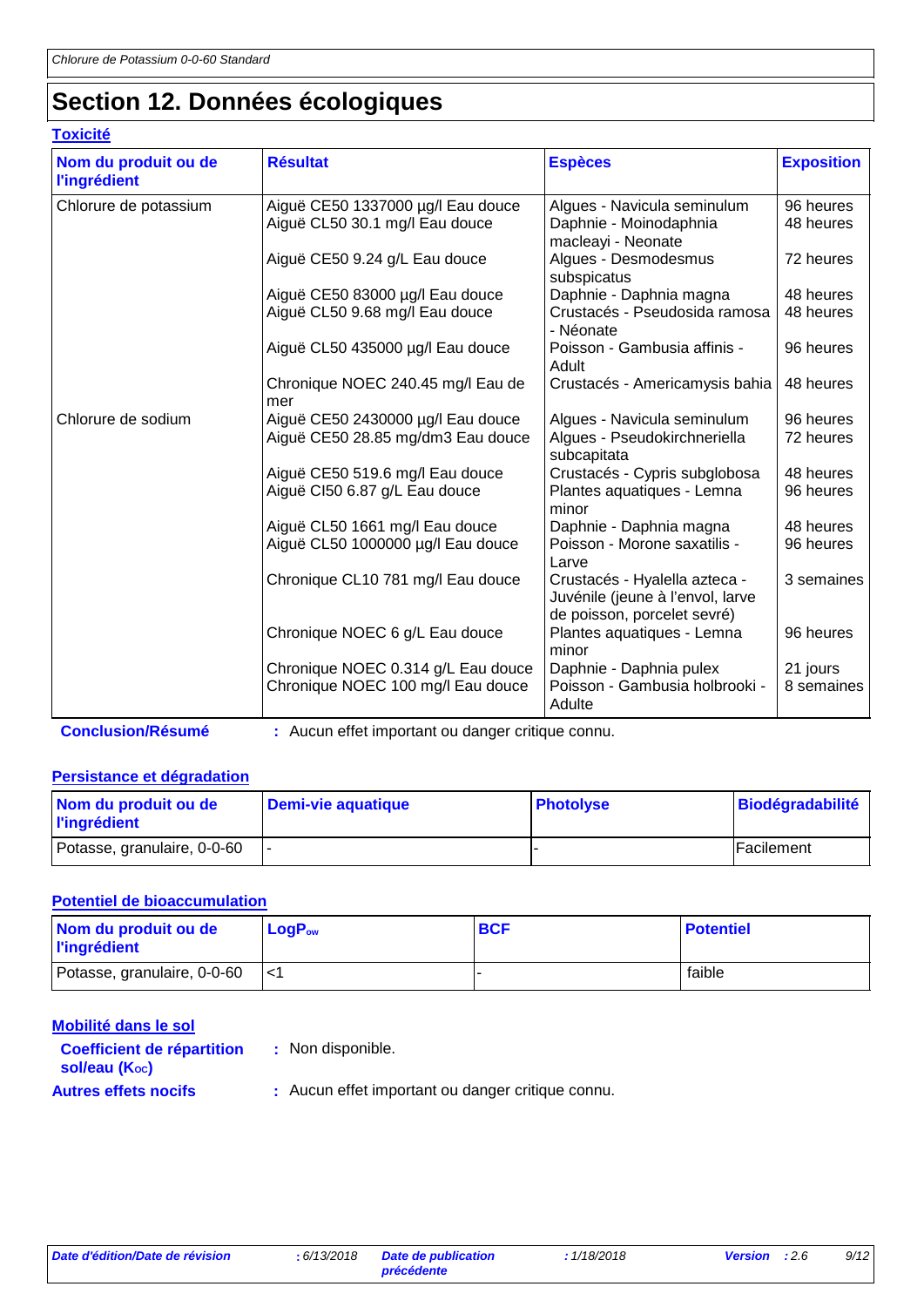# Section 12. Données écologiques

## Toxicité

| Nom du produit ou de l'ingrédient | Résultat | Espèces | Exposition |
|---|---|---|---|
| Chlorure de potassium | Aiguë CE50 1337000 µg/l Eau douce | Algues - Navicula seminulum | 96 heures |
| | Aiguë CL50 30.1 mg/l Eau douce | Daphnie - Moinodaphnia macleayi - Neonate | 48 heures |
| | Aiguë CE50 9.24 g/L Eau douce | Algues - Desmodesmus subspicatus | 72 heures |
| | Aiguë CE50 83000 µg/l Eau douce | Daphnie - Daphnia magna | 48 heures |
| | Aiguë CL50 9.68 mg/l Eau douce | Crustacés - Pseudosida ramosa - Néonate | 48 heures |
| | Aiguë CL50 435000 µg/l Eau douce | Poisson - Gambusia affinis - Adult | 96 heures |
| | Chronique NOEC 240.45 mg/l Eau de mer | Crustacés - Americamysis bahia | 48 heures |
| Chlorure de sodium | Aiguë CE50 2430000 µg/l Eau douce | Algues - Navicula seminulum | 96 heures |
| | Aiguë CE50 28.85 mg/dm3 Eau douce | Algues - Pseudokirchneriella subcapitata | 72 heures |
| | Aiguë CE50 519.6 mg/l Eau douce | Crustacés - Cypris subglobosa | 48 heures |
| | Aiguë CI50 6.87 g/L Eau douce | Plantes aquatiques - Lemna minor | 96 heures |
| | Aiguë CL50 1661 mg/l Eau douce | Daphnie - Daphnia magna | 48 heures |
| | Aiguë CL50 1000000 µg/l Eau douce | Poisson - Morone saxatilis - Larve | 96 heures |
| | Chronique CL10 781 mg/l Eau douce | Crustacés - Hyalella azteca - Juvénile (jeune à l'envol, larve de poisson, porcelet sevré) | 3 semaines |
| | Chronique NOEC 6 g/L Eau douce | Plantes aquatiques - Lemna minor | 96 heures |
| | Chronique NOEC 0.314 g/L Eau douce | Daphnie - Daphnia pulex | 21 jours |
| | Chronique NOEC 100 mg/l Eau douce | Poisson - Gambusia holbrooki - Adulte | 8 semaines |

**Conclusion/Résumé** : Aucun effet important ou danger critique connu.

## Persistance et dégradation

| Nom du produit ou de l'ingrédient | Demi-vie aquatique | Photolyse | Biodégradabilité |
|---|---|---|---|
| Potasse, granulaire, 0-0-60 | - | - | Facilement |

## Potentiel de bioaccumulation

| Nom du produit ou de l'ingrédient | $LogP_{ow}$ | BCF | Potentiel |
|---|---|---|---|
| Potasse, granulaire, 0-0-60 | <1 | - | faible |

## Mobilité dans le sol

**Coefficient de répartition sol/eau ($K_{OC}$)** : Non disponible.

**Autres effets nocifs** : Aucun effet important ou danger critique connu.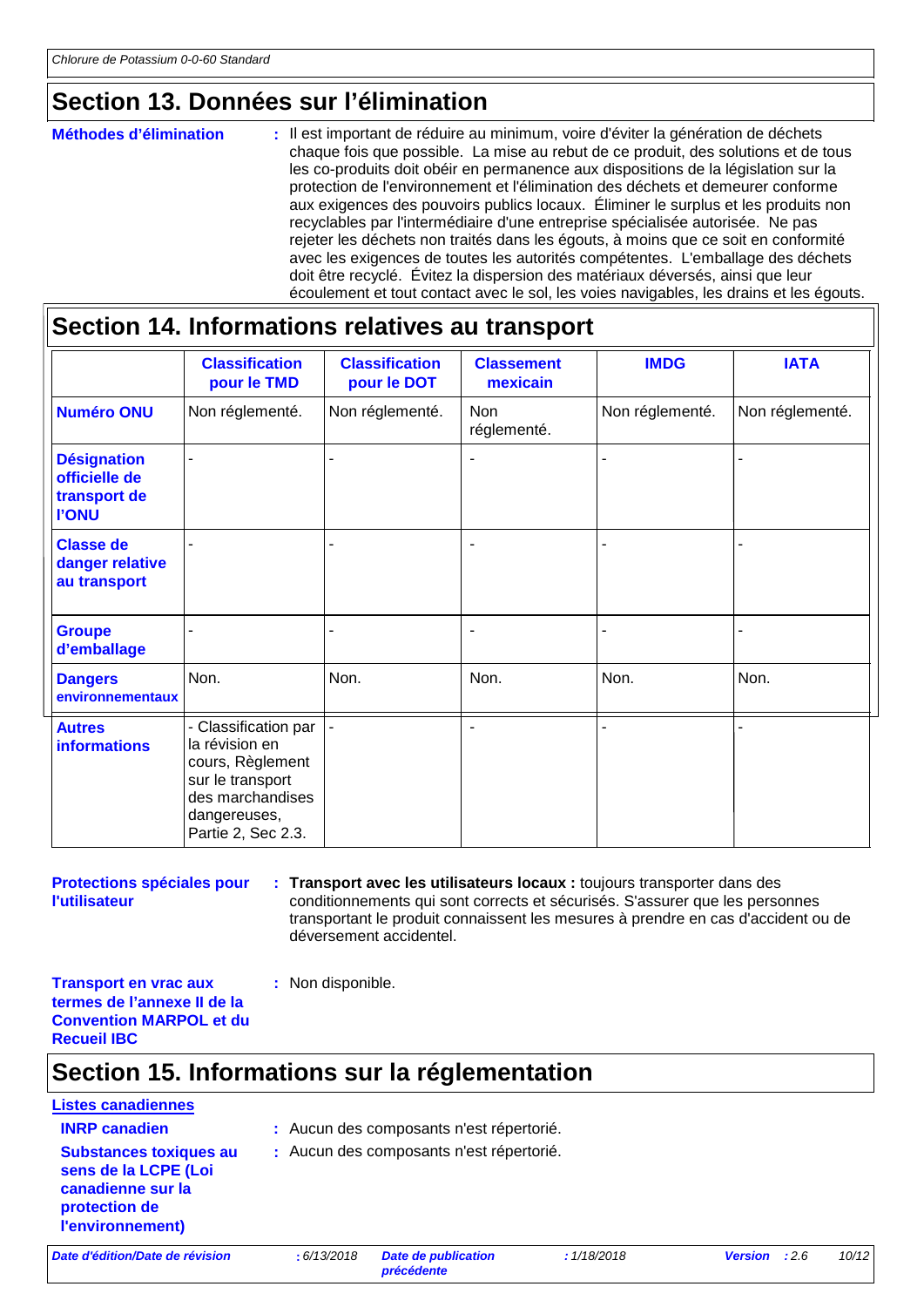## Section 13. Données sur l'élimination

**Méthodes d'élimination** : Il est important de réduire au minimum, voire d'éviter la génération de déchets chaque fois que possible. La mise au rebut de ce produit, des solutions et de tous les co-produits doit obéir en permanence aux dispositions de la législation sur la protection de l'environnement et l'élimination des déchets et demeurer conforme aux exigences des pouvoirs publics locaux. Éliminer le surplus et les produits non recyclables par l'intermédiaire d'une entreprise spécialisée autorisée. Ne pas rejeter les déchets non traités dans les égouts, à moins que ce soit en conformité avec les exigences de toutes les autorités compétentes. L'emballage des déchets doit être recyclé. Évitez la dispersion des matériaux déversés, ainsi que leur écoulement et tout contact avec le sol, les voies navigables, les drains et les égouts.

## Section 14. Informations relatives au transport

| | Classification pour le TMD | Classification pour le DOT | Classement mexicain | IMDG | IATA |
|---|---|---|---|---|---|
| **Numéro ONU** | Non réglementé. | Non réglementé. | Non réglementé. | Non réglementé. | Non réglementé. |
| **Désignation officielle de transport de l'ONU** | - | - | - | - | - |
| **Classe de danger relative au transport** | - | - | - | - | - |
| **Groupe d'emballage** | - | - | - | - | - |
| **Dangers environnementaux** | Non. | Non. | Non. | Non. | Non. |
| **Autres informations** | - Classification par la révision en cours, Règlement sur le transport des marchandises dangereuses, Partie 2, Sec 2.3. | - | - | - | - |

**Protections spéciales pour l'utilisateur** : **Transport avec les utilisateurs locaux :** toujours transporter dans des conditionnements qui sont corrects et sécurisés. S'assurer que les personnes transportant le produit connaissent les mesures à prendre en cas d'accident ou de déversement accidentel.

**Transport en vrac aux termes de l'annexe II de la Convention MARPOL et du Recueil IBC** : Non disponible.

## Section 15. Informations sur la réglementation

**Listes canadiennes**

**INRP canadien** : Aucun des composants n'est répertorié.

**Substances toxiques au sens de la LCPE (Loi canadienne sur la protection de l'environnement)** : Aucun des composants n'est répertorié.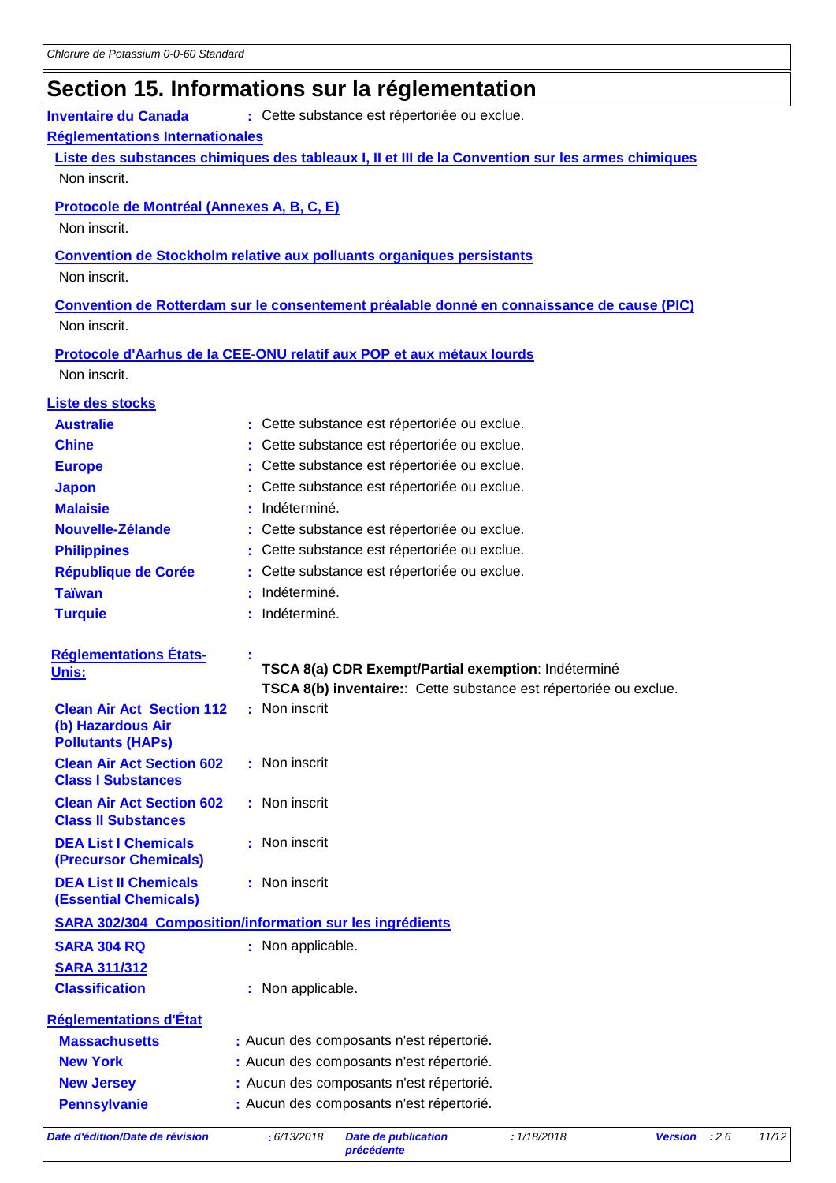## Section 15. Informations sur la réglementation

**Inventaire du Canada** : Cette substance est répertoriée ou exclue.

**Réglementations Internationales**

**Liste des substances chimiques des tableaux I, II et III de la Convention sur les armes chimiques**

Non inscrit.

**Protocole de Montréal (Annexes A, B, C, E)**

Non inscrit.

**Convention de Stockholm relative aux polluants organiques persistants**

Non inscrit.

**Convention de Rotterdam sur le consentement préalable donné en connaissance de cause (PIC)**

Non inscrit.

**Protocole d'Aarhus de la CEE-ONU relatif aux POP et aux métaux lourds**

Non inscrit.

**Liste des stocks**

| | |
|---|---|
| **Australie** | : Cette substance est répertoriée ou exclue. |
| **Chine** | : Cette substance est répertoriée ou exclue. |
| **Europe** | : Cette substance est répertoriée ou exclue. |
| **Japon** | : Cette substance est répertoriée ou exclue. |
| **Malaisie** | : Indéterminé. |
| **Nouvelle-Zélande** | : Cette substance est répertoriée ou exclue. |
| **Philippines** | : Cette substance est répertoriée ou exclue. |
| **République de Corée** | : Cette substance est répertoriée ou exclue. |
| **Taïwan** | : Indéterminé. |
| **Turquie** | : Indéterminé. |

**Réglementations États-Unis:** :

**TSCA 8(a) CDR Exempt/Partial exemption**: Indéterminé

**TSCA 8(b) inventaire:**: Cette substance est répertoriée ou exclue.

| | |
|---|---|
| **Clean Air Act Section 112 (b) Hazardous Air Pollutants (HAPs)** | : Non inscrit |
| **Clean Air Act Section 602 Class I Substances** | : Non inscrit |
| **Clean Air Act Section 602 Class II Substances** | : Non inscrit |
| **DEA List I Chemicals (Precursor Chemicals)** | : Non inscrit |
| **DEA List II Chemicals (Essential Chemicals)** | : Non inscrit |

**SARA 302/304 Composition/information sur les ingrédients**

**SARA 304 RQ** : Non applicable.

**SARA 311/312**

**Classification** : Non applicable.

**Réglementations d'État**

| | |
|---|---|
| **Massachusetts** | : Aucun des composants n'est répertorié. |
| **New York** | : Aucun des composants n'est répertorié. |
| **New Jersey** | : Aucun des composants n'est répertorié. |
| **Pennsylvanie** | : Aucun des composants n'est répertorié. |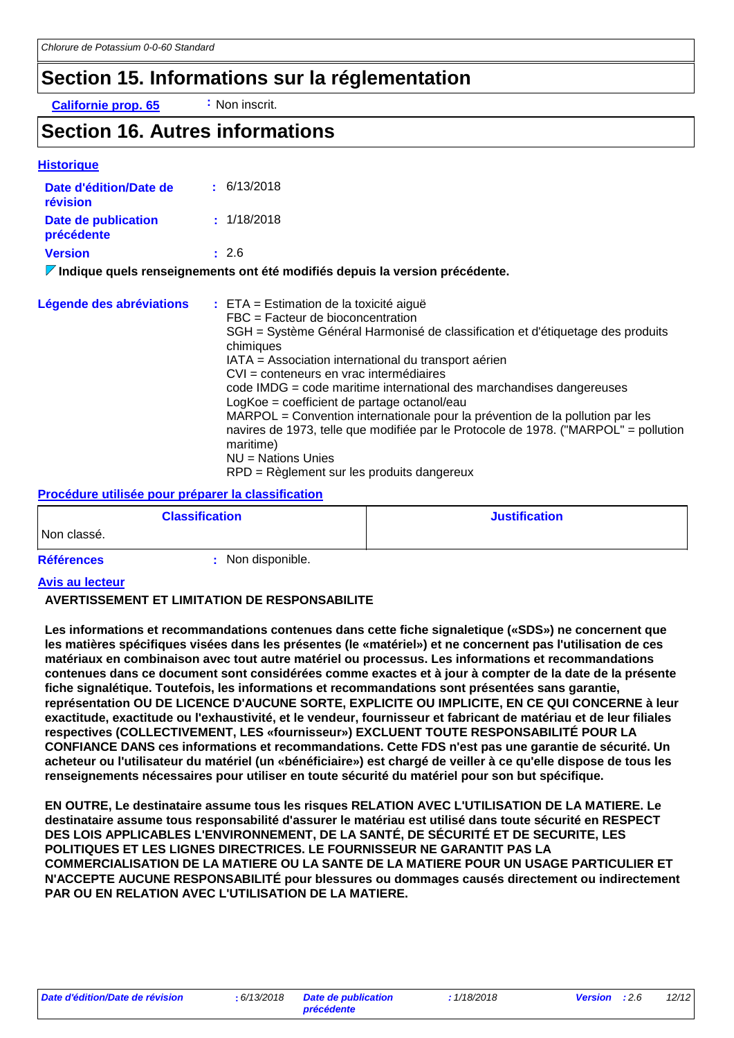## Section 15. Informations sur la réglementation

**Californie prop. 65** : Non inscrit.

## Section 16. Autres informations

**Historique**

**Date d'édition/Date de révision** : 6/13/2018

**Date de publication précédente** : 1/18/2018

**Version** : 2.6

**Indique quels renseignements ont été modifiés depuis la version précédente.**

**Légende des abréviations** : ETA = Estimation de la toxicité aiguë
FBC = Facteur de bioconcentration
SGH = Système Général Harmonisé de classification et d'étiquetage des produits chimiques
IATA = Association international du transport aérien
CVI = conteneurs en vrac intermédiaires
code IMDG = code maritime international des marchandises dangereuses
LogKoe = coefficient de partage octanol/eau
MARPOL = Convention internationale pour la prévention de la pollution par les navires de 1973, telle que modifiée par le Protocole de 1978. ("MARPOL" = pollution maritime)
NU = Nations Unies
RPD = Règlement sur les produits dangereux

**Procédure utilisée pour préparer la classification**

| Classification | Justification |
|---|---|
| Non classé. | |

**Références** : Non disponible.

**Avis au lecteur**

**AVERTISSEMENT ET LIMITATION DE RESPONSABILITE**

**Les informations et recommandations contenues dans cette fiche signaletique («SDS») ne concernent que les matières spécifiques visées dans les présentes (le «matériel») et ne concernent pas l'utilisation de ces matériaux en combinaison avec tout autre matériel ou processus. Les informations et recommandations contenues dans ce document sont considérées comme exactes et à jour à compter de la date de la présente fiche signalétique. Toutefois, les informations et recommandations sont présentées sans garantie, représentation OU DE LICENCE D'AUCUNE SORTE, EXPLICITE OU IMPLICITE, EN CE QUI CONCERNE à leur exactitude, exactitude ou l'exhaustivité, et le vendeur, fournisseur et fabricant de matériau et de leur filiales respectives (COLLECTIVEMENT, LES «fournisseur») EXCLUENT TOUTE RESPONSABILITÉ POUR LA CONFIANCE DANS ces informations et recommandations. Cette FDS n'est pas une garantie de sécurité. Un acheteur ou l'utilisateur du matériel (un «bénéficiaire») est chargé de veiller à ce qu'elle dispose de tous les renseignements nécessaires pour utiliser en toute sécurité du matériel pour son but spécifique.**

**EN OUTRE, Le destinataire assume tous les risques RELATION AVEC L'UTILISATION DE LA MATIERE. Le destinataire assume tous responsabilité d'assurer le matériau est utilisé dans toute sécurité en RESPECT DES LOIS APPLICABLES L'ENVIRONNEMENT, DE LA SANTÉ, DE SÉCURITÉ ET DE SECURITE, LES POLITIQUES ET LES LIGNES DIRECTRICES. LE FOURNISSEUR NE GARANTIT PAS LA COMMERCIALISATION DE LA MATIERE OU LA SANTE DE LA MATIERE POUR UN USAGE PARTICULIER ET N'ACCEPTE AUCUNE RESPONSABILITÉ pour blessures ou dommages causés directement ou indirectement PAR OU EN RELATION AVEC L'UTILISATION DE LA MATIERE.**